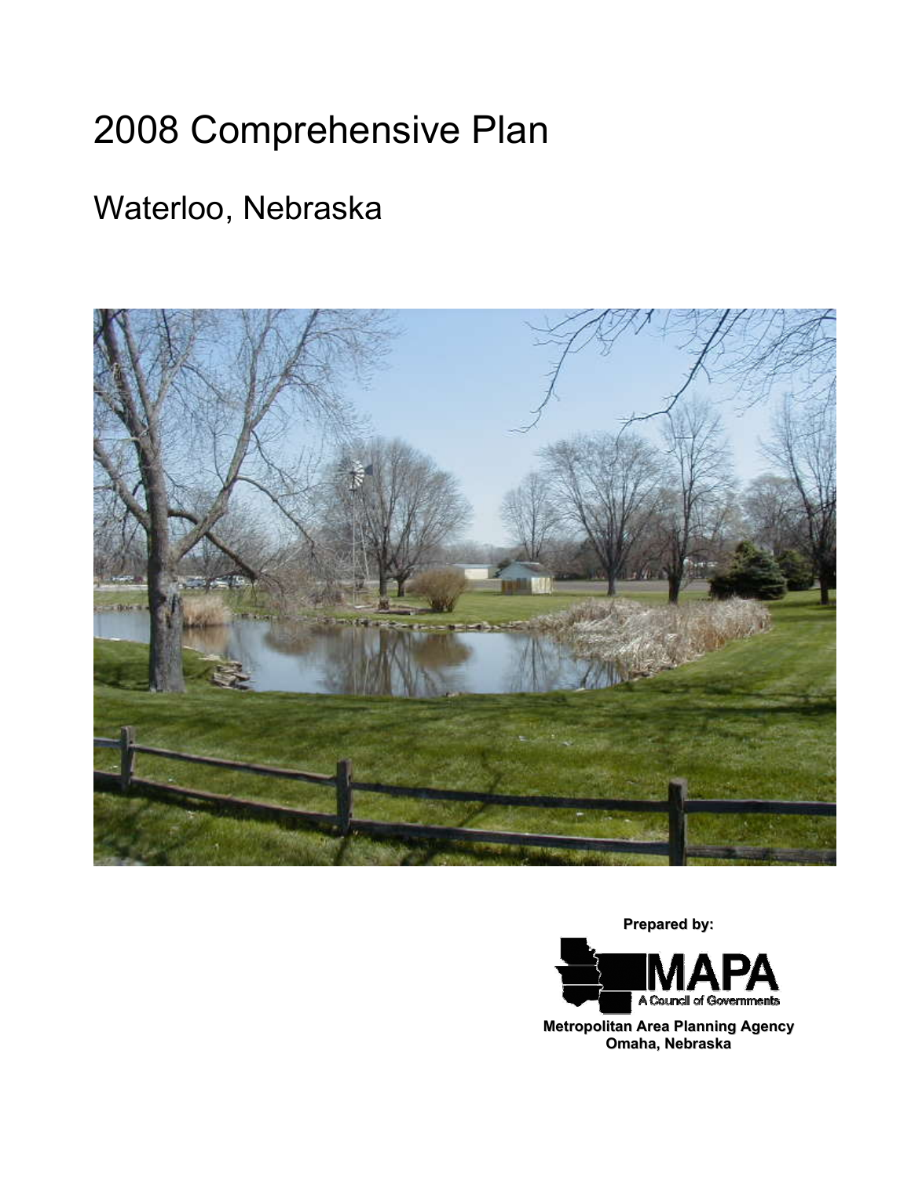# 2008 Comprehensive Plan

## Waterloo, Nebraska

**Prepared by:**

MAPA
A Council of Governments

**Metropolitan Area Planning Agency**
**Omaha, Nebraska**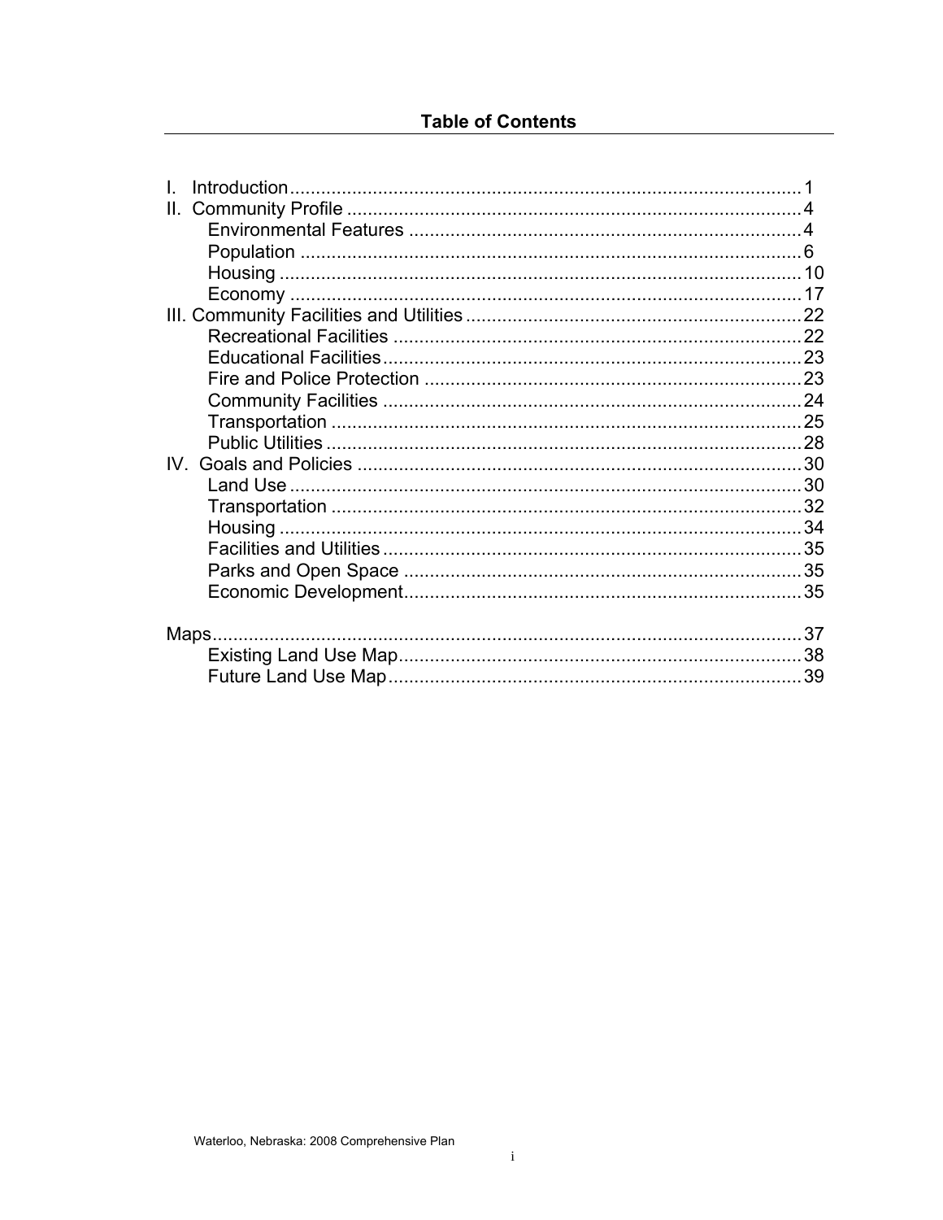## Table of Contents

I. Introduction .......... 1
II. Community Profile .......... 4
- Environmental Features .......... 4
- Population .......... 6
- Housing .......... 10
- Economy .......... 17

III. Community Facilities and Utilities .......... 22
- Recreational Facilities .......... 22
- Educational Facilities .......... 23
- Fire and Police Protection .......... 23
- Community Facilities .......... 24
- Transportation .......... 25
- Public Utilities .......... 28

IV. Goals and Policies .......... 30
- Land Use .......... 30
- Transportation .......... 32
- Housing .......... 34
- Facilities and Utilities .......... 35
- Parks and Open Space .......... 35
- Economic Development .......... 35

Maps .......... 37
- Existing Land Use Map .......... 38
- Future Land Use Map .......... 39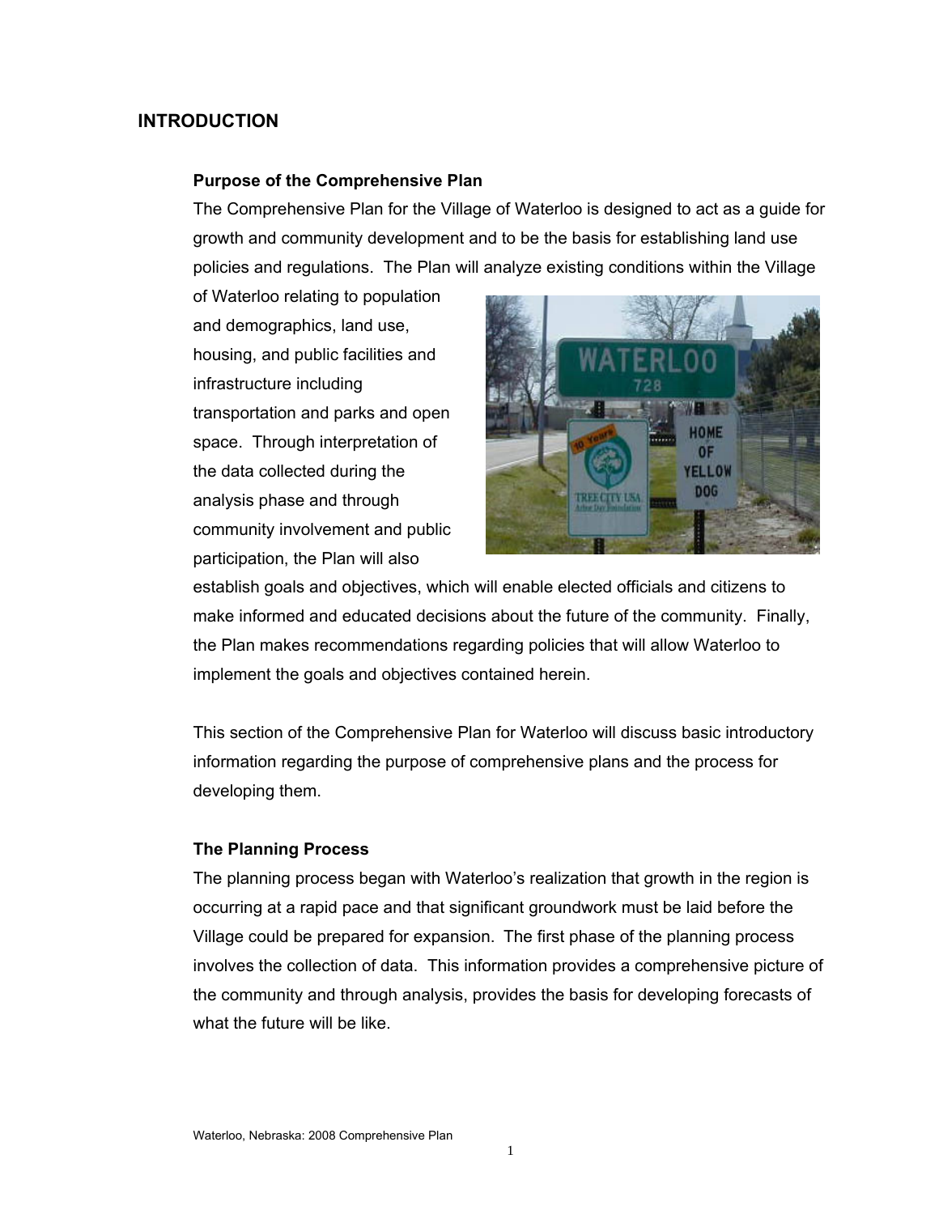# INTRODUCTION

### Purpose of the Comprehensive Plan

The Comprehensive Plan for the Village of Waterloo is designed to act as a guide for growth and community development and to be the basis for establishing land use policies and regulations. The Plan will analyze existing conditions within the Village of Waterloo relating to population and demographics, land use, housing, and public facilities and infrastructure including transportation and parks and open space. Through interpretation of the data collected during the analysis phase and through community involvement and public participation, the Plan will also establish goals and objectives, which will enable elected officials and citizens to make informed and educated decisions about the future of the community. Finally, the Plan makes recommendations regarding policies that will allow Waterloo to implement the goals and objectives contained herein.

This section of the Comprehensive Plan for Waterloo will discuss basic introductory information regarding the purpose of comprehensive plans and the process for developing them.

### The Planning Process

The planning process began with Waterloo's realization that growth in the region is occurring at a rapid pace and that significant groundwork must be laid before the Village could be prepared for expansion. The first phase of the planning process involves the collection of data. This information provides a comprehensive picture of the community and through analysis, provides the basis for developing forecasts of what the future will be like.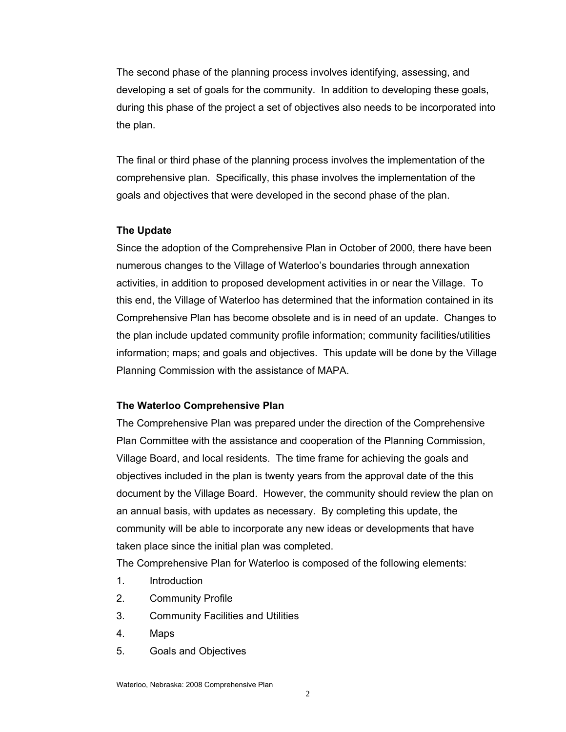The second phase of the planning process involves identifying, assessing, and developing a set of goals for the community. In addition to developing these goals, during this phase of the project a set of objectives also needs to be incorporated into the plan.

The final or third phase of the planning process involves the implementation of the comprehensive plan. Specifically, this phase involves the implementation of the goals and objectives that were developed in the second phase of the plan.

**The Update**

Since the adoption of the Comprehensive Plan in October of 2000, there have been numerous changes to the Village of Waterloo's boundaries through annexation activities, in addition to proposed development activities in or near the Village. To this end, the Village of Waterloo has determined that the information contained in its Comprehensive Plan has become obsolete and is in need of an update. Changes to the plan include updated community profile information; community facilities/utilities information; maps; and goals and objectives. This update will be done by the Village Planning Commission with the assistance of MAPA.

**The Waterloo Comprehensive Plan**

The Comprehensive Plan was prepared under the direction of the Comprehensive Plan Committee with the assistance and cooperation of the Planning Commission, Village Board, and local residents. The time frame for achieving the goals and objectives included in the plan is twenty years from the approval date of the this document by the Village Board. However, the community should review the plan on an annual basis, with updates as necessary. By completing this update, the community will be able to incorporate any new ideas or developments that have taken place since the initial plan was completed.

The Comprehensive Plan for Waterloo is composed of the following elements:

1. Introduction
2. Community Profile
3. Community Facilities and Utilities
4. Maps
5. Goals and Objectives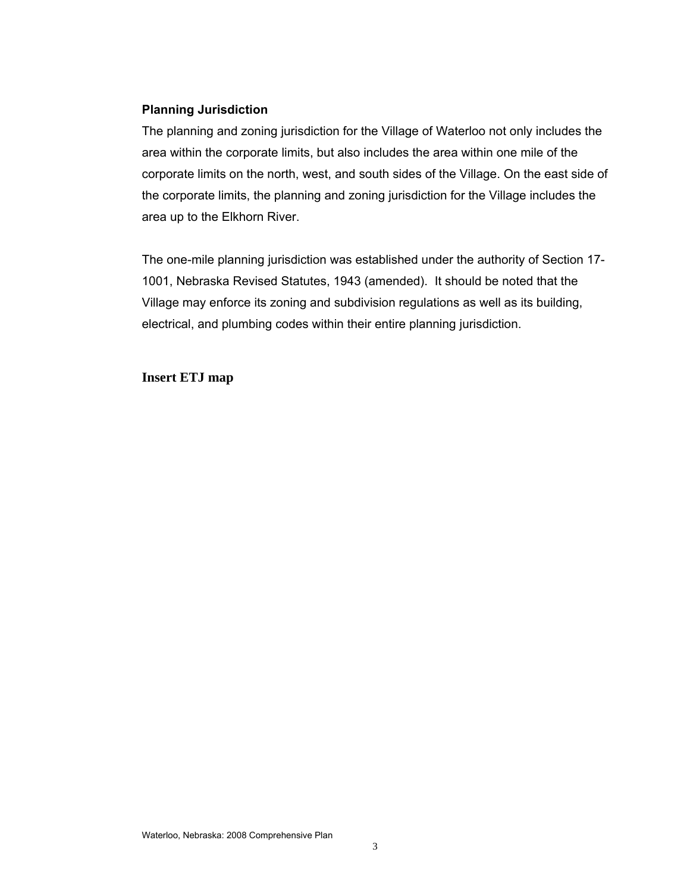### Planning Jurisdiction

The planning and zoning jurisdiction for the Village of Waterloo not only includes the area within the corporate limits, but also includes the area within one mile of the corporate limits on the north, west, and south sides of the Village. On the east side of the corporate limits, the planning and zoning jurisdiction for the Village includes the area up to the Elkhorn River.

The one-mile planning jurisdiction was established under the authority of Section 17-1001, Nebraska Revised Statutes, 1943 (amended). It should be noted that the Village may enforce its zoning and subdivision regulations as well as its building, electrical, and plumbing codes within their entire planning jurisdiction.

**Insert ETJ map**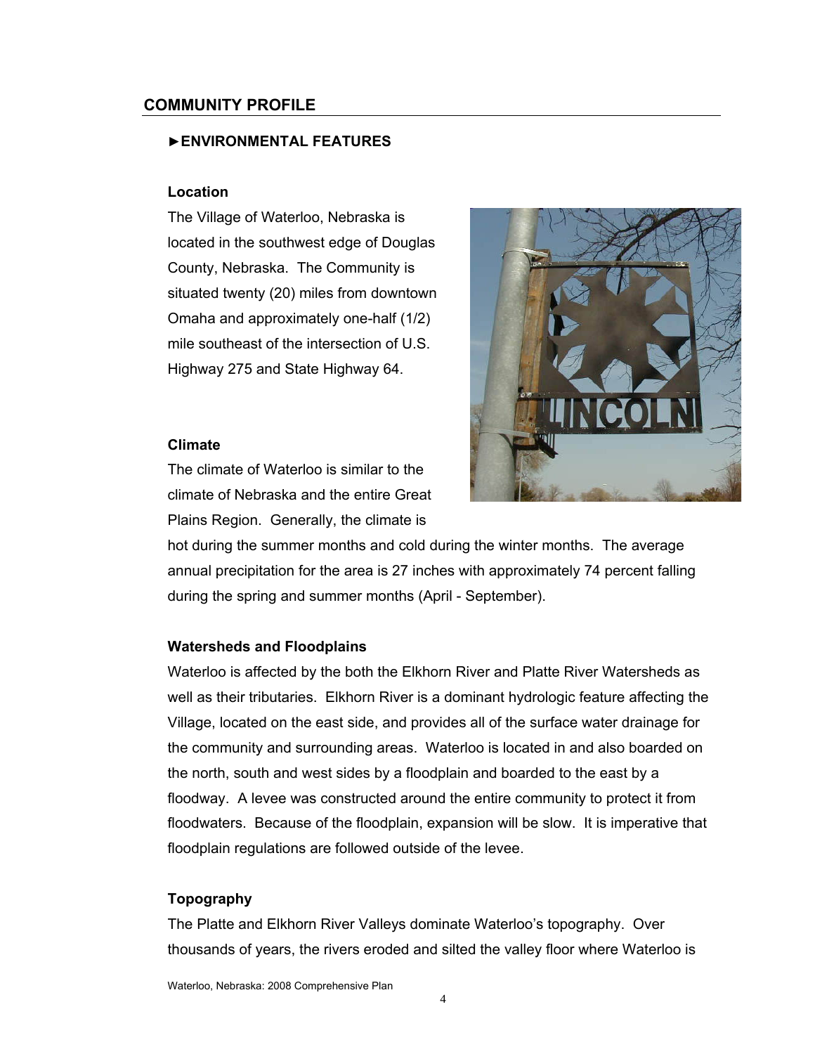## COMMUNITY PROFILE

### ►ENVIRONMENTAL FEATURES

#### Location

The Village of Waterloo, Nebraska is located in the southwest edge of Douglas County, Nebraska. The Community is situated twenty (20) miles from downtown Omaha and approximately one-half (1/2) mile southeast of the intersection of U.S. Highway 275 and State Highway 64.

#### Climate

The climate of Waterloo is similar to the climate of Nebraska and the entire Great Plains Region. Generally, the climate is hot during the summer months and cold during the winter months. The average annual precipitation for the area is 27 inches with approximately 74 percent falling during the spring and summer months (April - September).

#### Watersheds and Floodplains

Waterloo is affected by the both the Elkhorn River and Platte River Watersheds as well as their tributaries. Elkhorn River is a dominant hydrologic feature affecting the Village, located on the east side, and provides all of the surface water drainage for the community and surrounding areas. Waterloo is located in and also boarded on the north, south and west sides by a floodplain and boarded to the east by a floodway. A levee was constructed around the entire community to protect it from floodwaters. Because of the floodplain, expansion will be slow. It is imperative that floodplain regulations are followed outside of the levee.

#### Topography

The Platte and Elkhorn River Valleys dominate Waterloo's topography. Over thousands of years, the rivers eroded and silted the valley floor where Waterloo is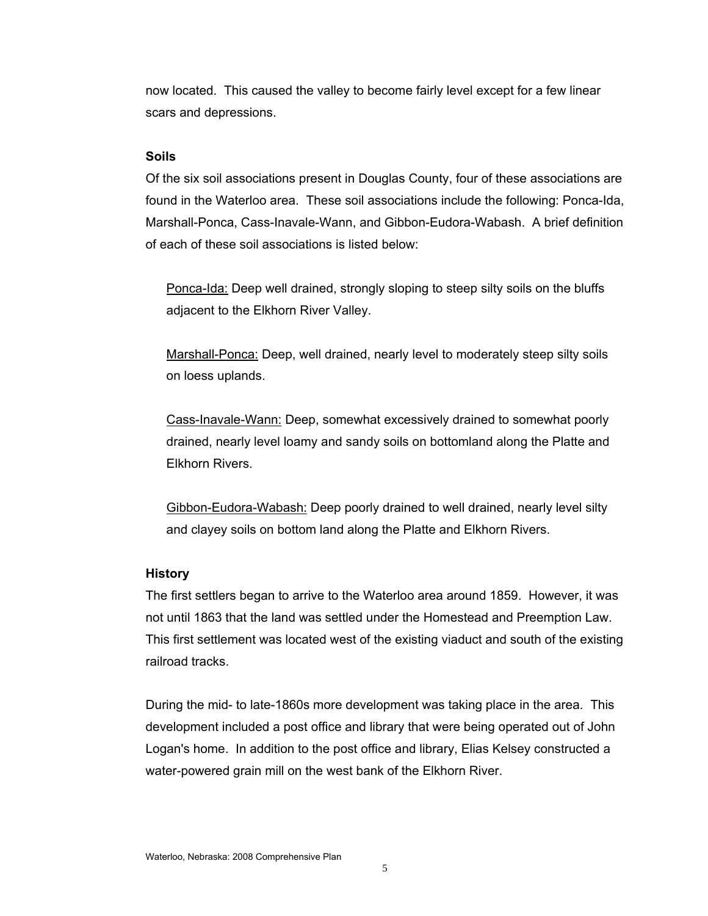now located. This caused the valley to become fairly level except for a few linear scars and depressions.

### Soils

Of the six soil associations present in Douglas County, four of these associations are found in the Waterloo area. These soil associations include the following: Ponca-Ida, Marshall-Ponca, Cass-Inavale-Wann, and Gibbon-Eudora-Wabash. A brief definition of each of these soil associations is listed below:

Ponca-Ida: Deep well drained, strongly sloping to steep silty soils on the bluffs adjacent to the Elkhorn River Valley.

Marshall-Ponca: Deep, well drained, nearly level to moderately steep silty soils on loess uplands.

Cass-Inavale-Wann: Deep, somewhat excessively drained to somewhat poorly drained, nearly level loamy and sandy soils on bottomland along the Platte and Elkhorn Rivers.

Gibbon-Eudora-Wabash: Deep poorly drained to well drained, nearly level silty and clayey soils on bottom land along the Platte and Elkhorn Rivers.

### History

The first settlers began to arrive to the Waterloo area around 1859. However, it was not until 1863 that the land was settled under the Homestead and Preemption Law. This first settlement was located west of the existing viaduct and south of the existing railroad tracks.

During the mid- to late-1860s more development was taking place in the area. This development included a post office and library that were being operated out of John Logan's home. In addition to the post office and library, Elias Kelsey constructed a water-powered grain mill on the west bank of the Elkhorn River.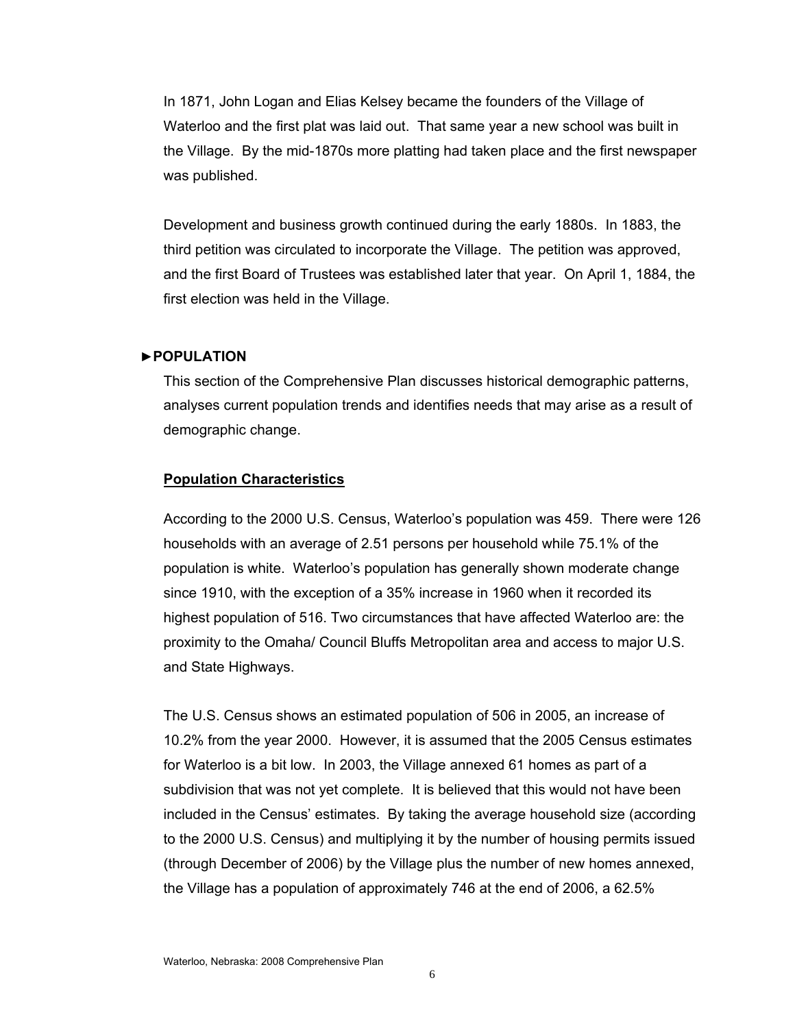In 1871, John Logan and Elias Kelsey became the founders of the Village of Waterloo and the first plat was laid out. That same year a new school was built in the Village. By the mid-1870s more platting had taken place and the first newspaper was published.

Development and business growth continued during the early 1880s. In 1883, the third petition was circulated to incorporate the Village. The petition was approved, and the first Board of Trustees was established later that year. On April 1, 1884, the first election was held in the Village.

## ►POPULATION

This section of the Comprehensive Plan discusses historical demographic patterns, analyses current population trends and identifies needs that may arise as a result of demographic change.

### Population Characteristics

According to the 2000 U.S. Census, Waterloo's population was 459. There were 126 households with an average of 2.51 persons per household while 75.1% of the population is white. Waterloo's population has generally shown moderate change since 1910, with the exception of a 35% increase in 1960 when it recorded its highest population of 516. Two circumstances that have affected Waterloo are: the proximity to the Omaha/ Council Bluffs Metropolitan area and access to major U.S. and State Highways.

The U.S. Census shows an estimated population of 506 in 2005, an increase of 10.2% from the year 2000. However, it is assumed that the 2005 Census estimates for Waterloo is a bit low. In 2003, the Village annexed 61 homes as part of a subdivision that was not yet complete. It is believed that this would not have been included in the Census' estimates. By taking the average household size (according to the 2000 U.S. Census) and multiplying it by the number of housing permits issued (through December of 2006) by the Village plus the number of new homes annexed, the Village has a population of approximately 746 at the end of 2006, a 62.5%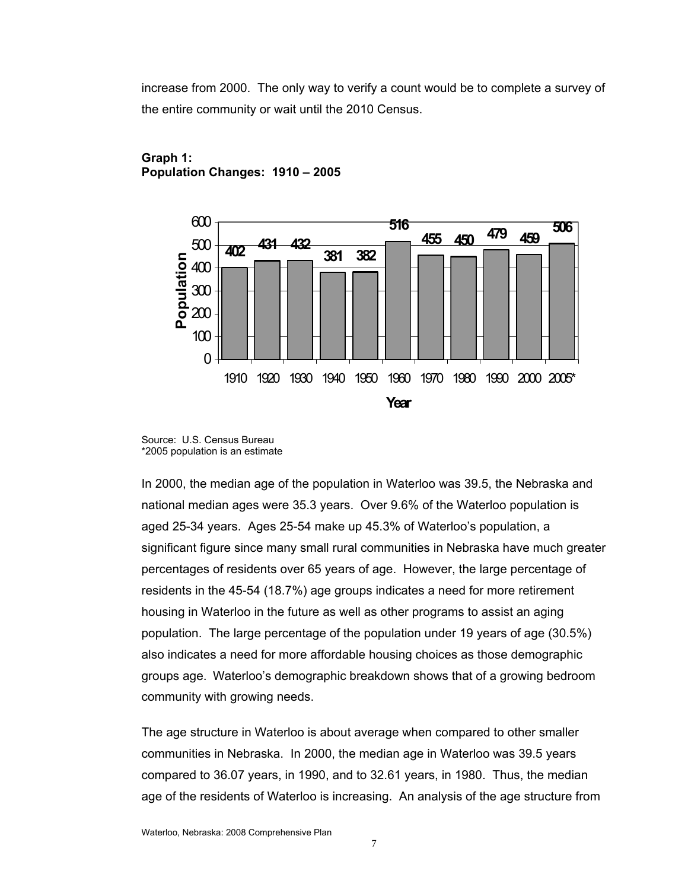increase from 2000. The only way to verify a count would be to complete a survey of the entire community or wait until the 2010 Census.

**Graph 1:**
**Population Changes: 1910 – 2005**

| Year | Population |
| --- | --- |
| 1910 | 402 |
| 1920 | 431 |
| 1930 | 432 |
| 1940 | 381 |
| 1950 | 382 |
| 1960 | 516 |
| 1970 | 455 |
| 1980 | 450 |
| 1990 | 479 |
| 2000 | 459 |
| 2005* | 506 |

Source: U.S. Census Bureau
*2005 population is an estimate

In 2000, the median age of the population in Waterloo was 39.5, the Nebraska and national median ages were 35.3 years. Over 9.6% of the Waterloo population is aged 25-34 years. Ages 25-54 make up 45.3% of Waterloo's population, a significant figure since many small rural communities in Nebraska have much greater percentages of residents over 65 years of age. However, the large percentage of residents in the 45-54 (18.7%) age groups indicates a need for more retirement housing in Waterloo in the future as well as other programs to assist an aging population. The large percentage of the population under 19 years of age (30.5%) also indicates a need for more affordable housing choices as those demographic groups age. Waterloo's demographic breakdown shows that of a growing bedroom community with growing needs.

The age structure in Waterloo is about average when compared to other smaller communities in Nebraska. In 2000, the median age in Waterloo was 39.5 years compared to 36.07 years, in 1990, and to 32.61 years, in 1980. Thus, the median age of the residents of Waterloo is increasing. An analysis of the age structure from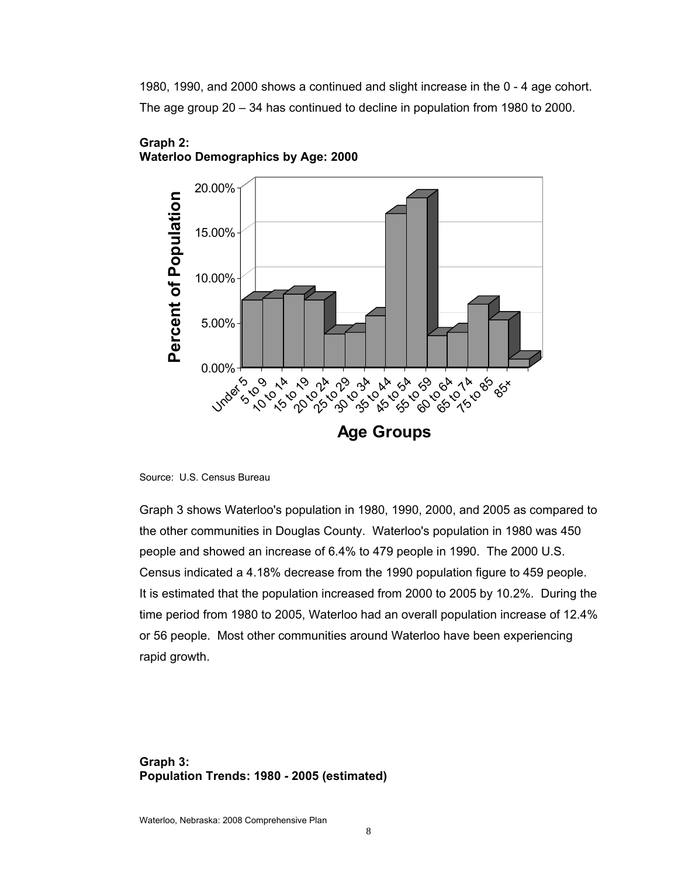1980, 1990, and 2000 shows a continued and slight increase in the 0 - 4 age cohort. The age group 20 – 34 has continued to decline in population from 1980 to 2000.

**Graph 2:**
**Waterloo Demographics by Age: 2000**

Source: U.S. Census Bureau

Graph 3 shows Waterloo's population in 1980, 1990, 2000, and 2005 as compared to the other communities in Douglas County. Waterloo's population in 1980 was 450 people and showed an increase of 6.4% to 479 people in 1990. The 2000 U.S. Census indicated a 4.18% decrease from the 1990 population figure to 459 people. It is estimated that the population increased from 2000 to 2005 by 10.2%. During the time period from 1980 to 2005, Waterloo had an overall population increase of 12.4% or 56 people. Most other communities around Waterloo have been experiencing rapid growth.

**Graph 3:**
**Population Trends: 1980 - 2005 (estimated)**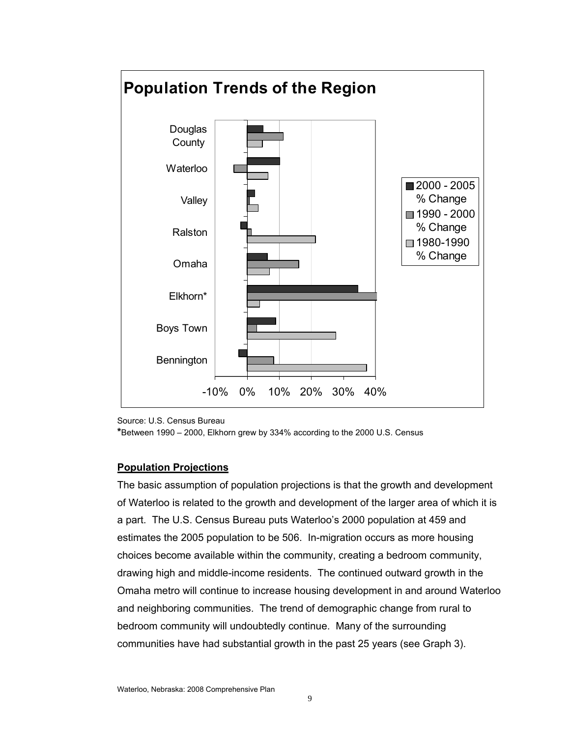## Population Trends of the Region

Source: U.S. Census Bureau

***Between 1990 – 2000, Elkhorn grew by 334% according to the 2000 U.S. Census**

**Population Projections**

The basic assumption of population projections is that the growth and development of Waterloo is related to the growth and development of the larger area of which it is a part. The U.S. Census Bureau puts Waterloo's 2000 population at 459 and estimates the 2005 population to be 506. In-migration occurs as more housing choices become available within the community, creating a bedroom community, drawing high and middle-income residents. The continued outward growth in the Omaha metro will continue to increase housing development in and around Waterloo and neighboring communities. The trend of demographic change from rural to bedroom community will undoubtedly continue. Many of the surrounding communities have had substantial growth in the past 25 years (see Graph 3).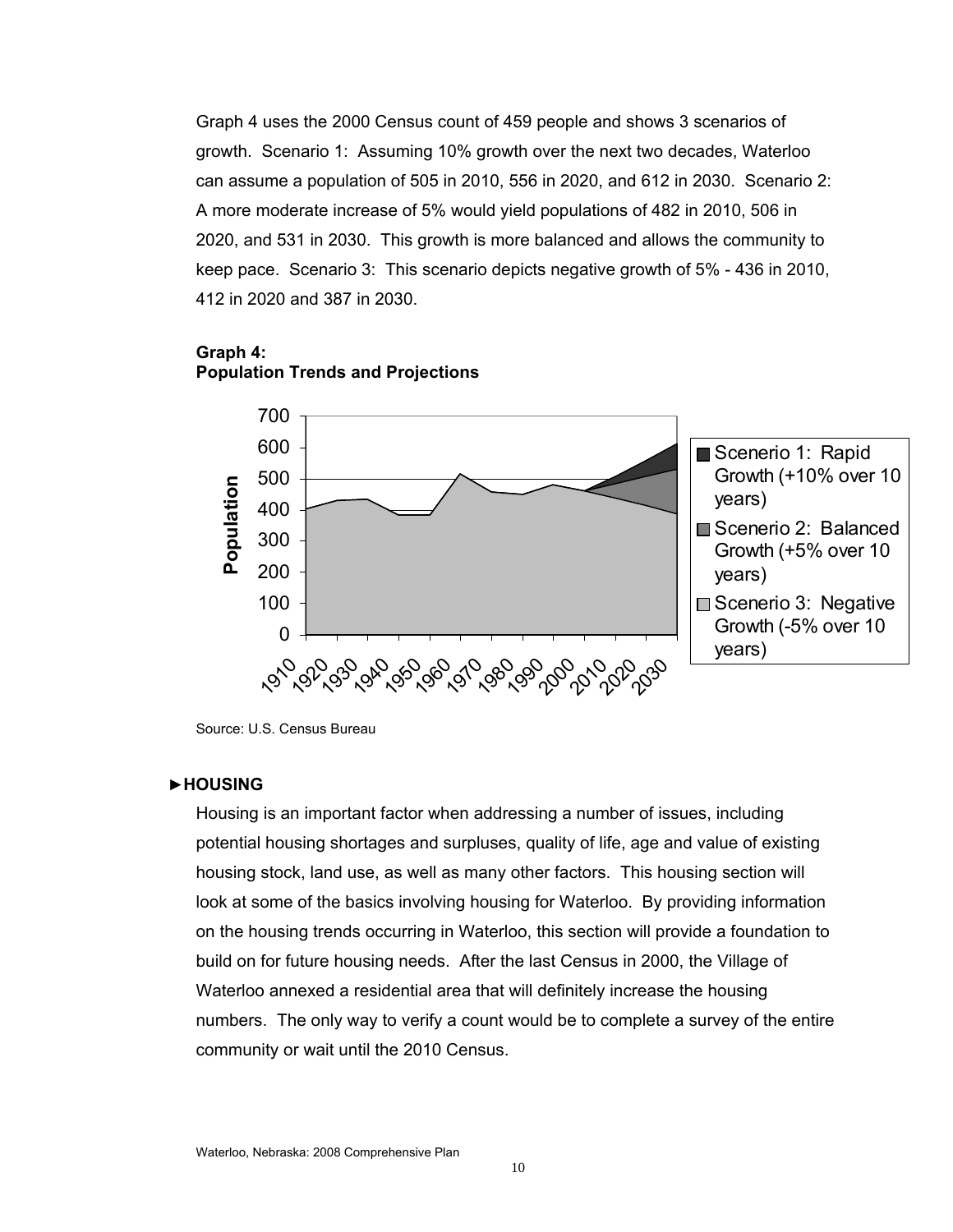Graph 4 uses the 2000 Census count of 459 people and shows 3 scenarios of growth. Scenario 1: Assuming 10% growth over the next two decades, Waterloo can assume a population of 505 in 2010, 556 in 2020, and 612 in 2030. Scenario 2: A more moderate increase of 5% would yield populations of 482 in 2010, 506 in 2020, and 531 in 2030. This growth is more balanced and allows the community to keep pace. Scenario 3: This scenario depicts negative growth of 5% - 436 in 2010, 412 in 2020 and 387 in 2030.

**Graph 4:**
**Population Trends and Projections**

Source: U.S. Census Bureau

## ►HOUSING

Housing is an important factor when addressing a number of issues, including potential housing shortages and surpluses, quality of life, age and value of existing housing stock, land use, as well as many other factors. This housing section will look at some of the basics involving housing for Waterloo. By providing information on the housing trends occurring in Waterloo, this section will provide a foundation to build on for future housing needs. After the last Census in 2000, the Village of Waterloo annexed a residential area that will definitely increase the housing numbers. The only way to verify a count would be to complete a survey of the entire community or wait until the 2010 Census.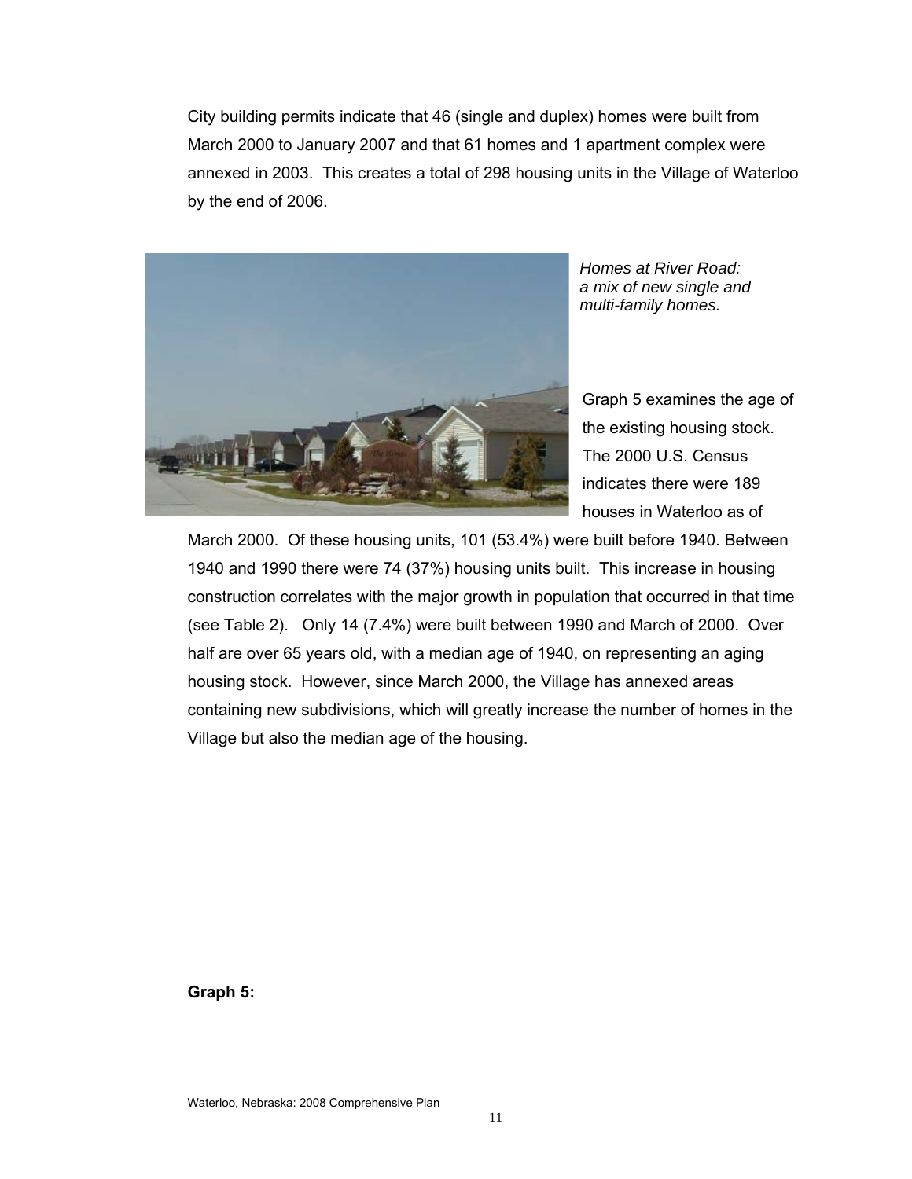City building permits indicate that 46 (single and duplex) homes were built from March 2000 to January 2007 and that 61 homes and 1 apartment complex were annexed in 2003. This creates a total of 298 housing units in the Village of Waterloo by the end of 2006.

*Homes at River Road: a mix of new single and multi-family homes.*

Graph 5 examines the age of the existing housing stock. The 2000 U.S. Census indicates there were 189 houses in Waterloo as of March 2000. Of these housing units, 101 (53.4%) were built before 1940. Between 1940 and 1990 there were 74 (37%) housing units built. This increase in housing construction correlates with the major growth in population that occurred in that time (see Table 2). Only 14 (7.4%) were built between 1990 and March of 2000. Over half are over 65 years old, with a median age of 1940, on representing an aging housing stock. However, since March 2000, the Village has annexed areas containing new subdivisions, which will greatly increase the number of homes in the Village but also the median age of the housing.

**Graph 5:**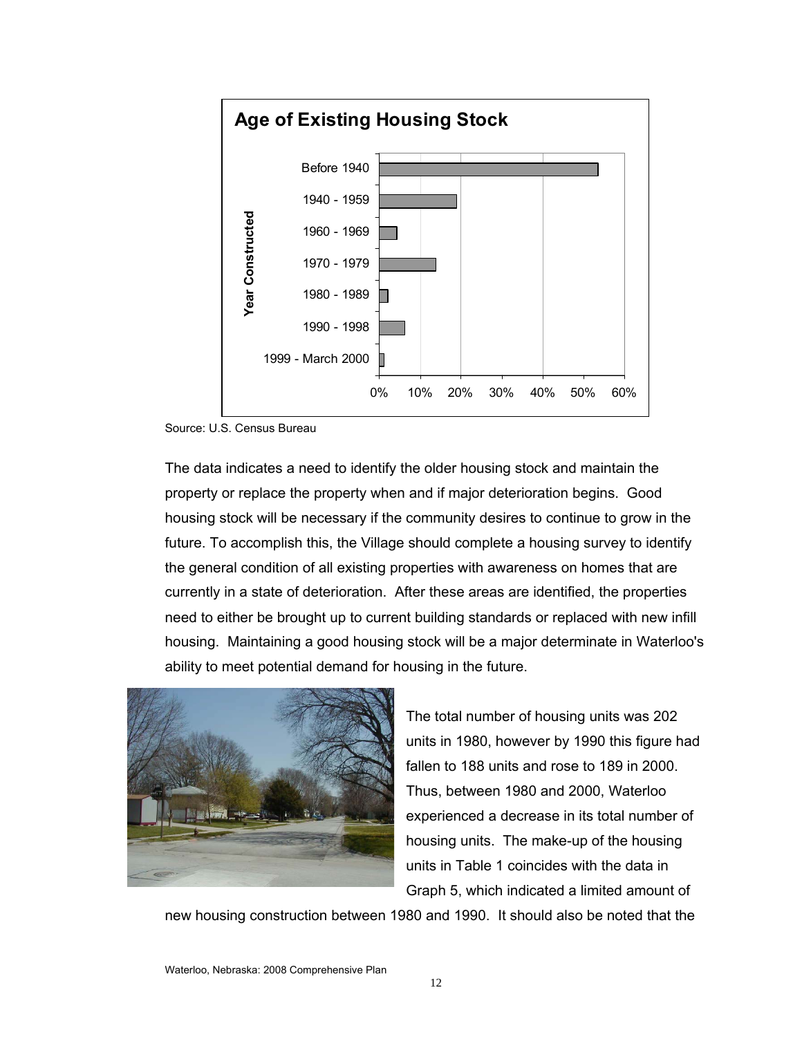**Age of Existing Housing Stock**

| Year Constructed | Approximate Share |
|---|---|
| Before 1940 | ~54% |
| 1940 - 1959 | ~19% |
| 1960 - 1969 | ~4% |
| 1970 - 1979 | ~14% |
| 1980 - 1989 | ~2% |
| 1990 - 1998 | ~6% |
| 1999 - March 2000 | ~1% |

Source: U.S. Census Bureau

The data indicates a need to identify the older housing stock and maintain the property or replace the property when and if major deterioration begins. Good housing stock will be necessary if the community desires to continue to grow in the future. To accomplish this, the Village should complete a housing survey to identify the general condition of all existing properties with awareness on homes that are currently in a state of deterioration. After these areas are identified, the properties need to either be brought up to current building standards or replaced with new infill housing. Maintaining a good housing stock will be a major determinate in Waterloo's ability to meet potential demand for housing in the future.

The total number of housing units was 202 units in 1980, however by 1990 this figure had fallen to 188 units and rose to 189 in 2000. Thus, between 1980 and 2000, Waterloo experienced a decrease in its total number of housing units. The make-up of the housing units in Table 1 coincides with the data in Graph 5, which indicated a limited amount of new housing construction between 1980 and 1990. It should also be noted that the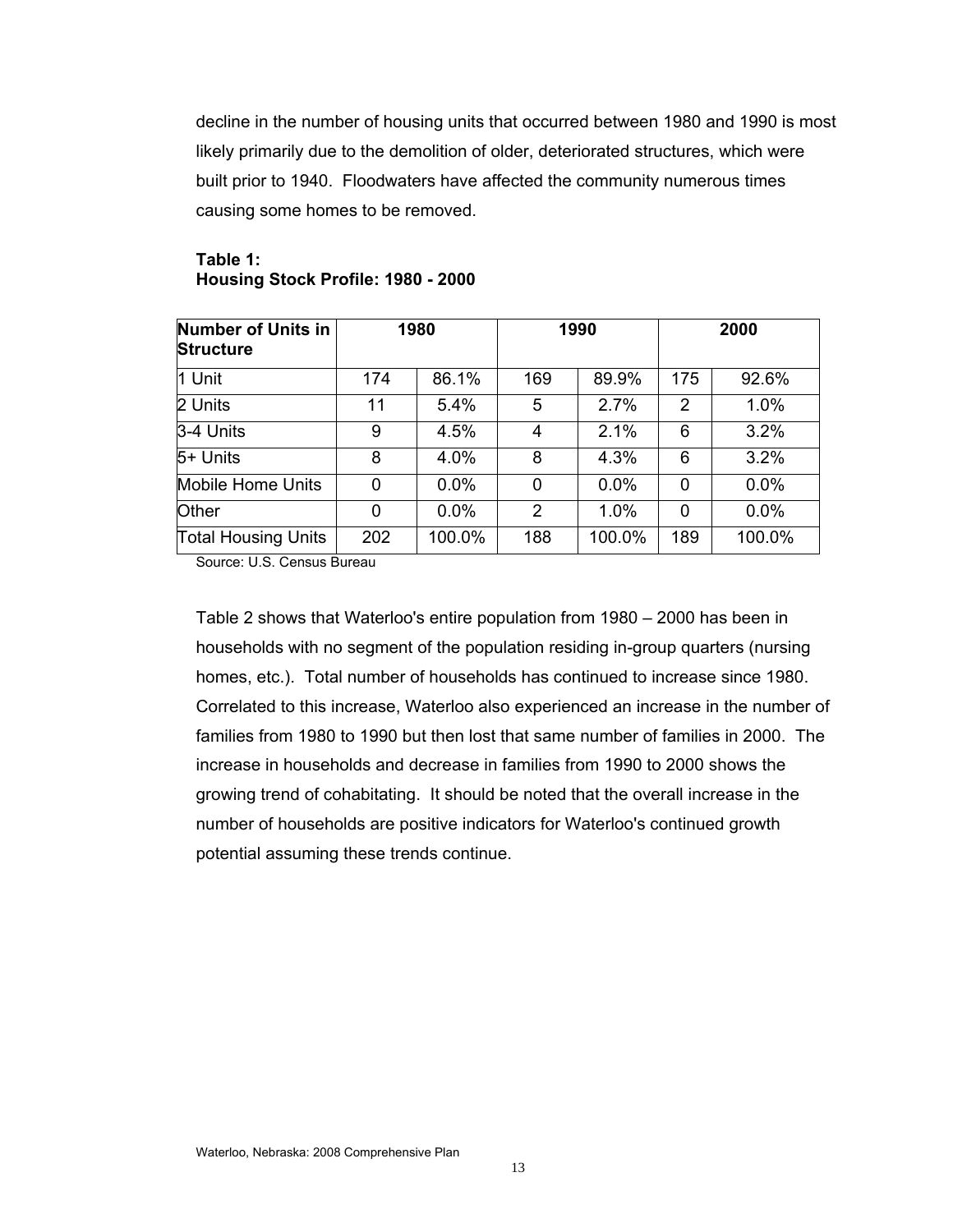decline in the number of housing units that occurred between 1980 and 1990 is most likely primarily due to the demolition of older, deteriorated structures, which were built prior to 1940. Floodwaters have affected the community numerous times causing some homes to be removed.

**Table 1:**
**Housing Stock Profile: 1980 - 2000**

| Number of Units in Structure | 1980 | | 1990 | | 2000 | |
|---|---|---|---|---|---|---|
| 1 Unit | 174 | 86.1% | 169 | 89.9% | 175 | 92.6% |
| 2 Units | 11 | 5.4% | 5 | 2.7% | 2 | 1.0% |
| 3-4 Units | 9 | 4.5% | 4 | 2.1% | 6 | 3.2% |
| 5+ Units | 8 | 4.0% | 8 | 4.3% | 6 | 3.2% |
| Mobile Home Units | 0 | 0.0% | 0 | 0.0% | 0 | 0.0% |
| Other | 0 | 0.0% | 2 | 1.0% | 0 | 0.0% |
| Total Housing Units | 202 | 100.0% | 188 | 100.0% | 189 | 100.0% |

Source: U.S. Census Bureau

Table 2 shows that Waterloo's entire population from 1980 – 2000 has been in households with no segment of the population residing in-group quarters (nursing homes, etc.). Total number of households has continued to increase since 1980. Correlated to this increase, Waterloo also experienced an increase in the number of families from 1980 to 1990 but then lost that same number of families in 2000. The increase in households and decrease in families from 1990 to 2000 shows the growing trend of cohabitating. It should be noted that the overall increase in the number of households are positive indicators for Waterloo's continued growth potential assuming these trends continue.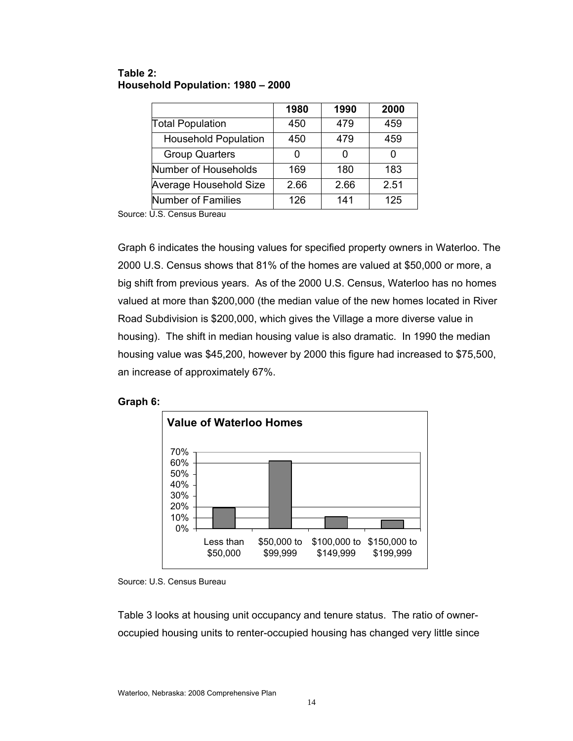**Table 2:**
**Household Population: 1980 – 2000**

| | 1980 | 1990 | 2000 |
|---|---|---|---|
| Total Population | 450 | 479 | 459 |
| Household Population | 450 | 479 | 459 |
| Group Quarters | 0 | 0 | 0 |
| Number of Households | 169 | 180 | 183 |
| Average Household Size | 2.66 | 2.66 | 2.51 |
| Number of Families | 126 | 141 | 125 |

Source: U.S. Census Bureau

Graph 6 indicates the housing values for specified property owners in Waterloo. The 2000 U.S. Census shows that 81% of the homes are valued at $50,000 or more, a big shift from previous years. As of the 2000 U.S. Census, Waterloo has no homes valued at more than $200,000 (the median value of the new homes located in River Road Subdivision is $200,000, which gives the Village a more diverse value in housing). The shift in median housing value is also dramatic. In 1990 the median housing value was $45,200, however by 2000 this figure had increased to $75,500, an increase of approximately 67%.

**Graph 6:**

**Value of Waterloo Homes**

| Value | Percent (approx.) |
|---|---|
| Less than $50,000 | 19% |
| $50,000 to $99,999 | 62% |
| $100,000 to $149,999 | 11% |
| $150,000 to $199,999 | 8% |

Source: U.S. Census Bureau

Table 3 looks at housing unit occupancy and tenure status. The ratio of owner-occupied housing units to renter-occupied housing has changed very little since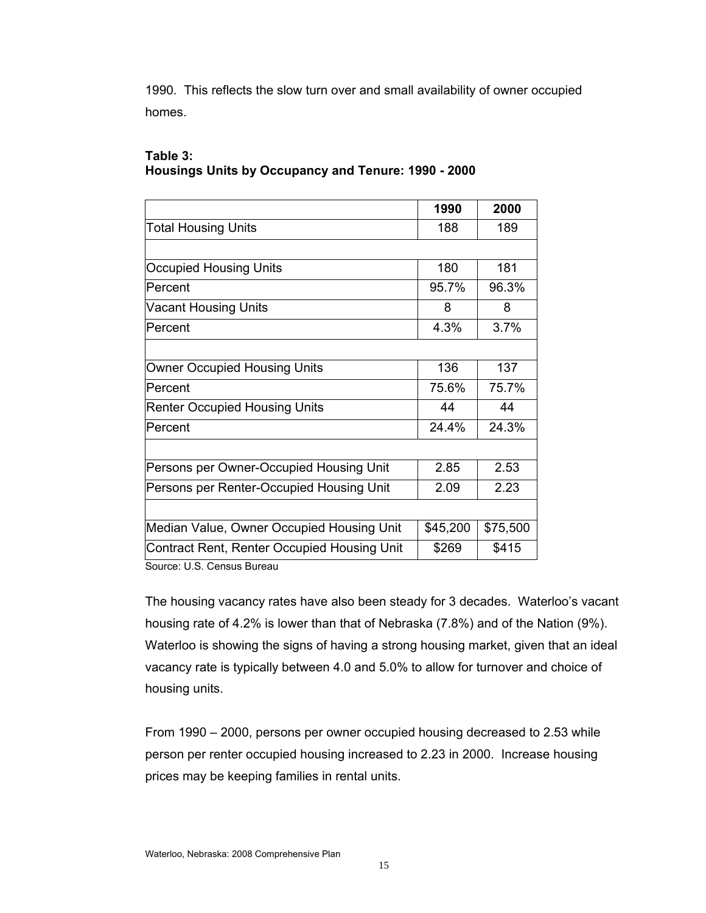1990. This reflects the slow turn over and small availability of owner occupied homes.

**Table 3:**
**Housings Units by Occupancy and Tenure: 1990 - 2000**

| | 1990 | 2000 |
|---|---|---|
| Total Housing Units | 188 | 189 |
| | | |
| Occupied Housing Units | 180 | 181 |
| Percent | 95.7% | 96.3% |
| Vacant Housing Units | 8 | 8 |
| Percent | 4.3% | 3.7% |
| | | |
| Owner Occupied Housing Units | 136 | 137 |
| Percent | 75.6% | 75.7% |
| Renter Occupied Housing Units | 44 | 44 |
| Percent | 24.4% | 24.3% |
| | | |
| Persons per Owner-Occupied Housing Unit | 2.85 | 2.53 |
| Persons per Renter-Occupied Housing Unit | 2.09 | 2.23 |
| | | |
| Median Value, Owner Occupied Housing Unit | $45,200 | $75,500 |
| Contract Rent, Renter Occupied Housing Unit | $269 | $415 |

Source: U.S. Census Bureau

The housing vacancy rates have also been steady for 3 decades. Waterloo's vacant housing rate of 4.2% is lower than that of Nebraska (7.8%) and of the Nation (9%). Waterloo is showing the signs of having a strong housing market, given that an ideal vacancy rate is typically between 4.0 and 5.0% to allow for turnover and choice of housing units.

From 1990 – 2000, persons per owner occupied housing decreased to 2.53 while person per renter occupied housing increased to 2.23 in 2000. Increase housing prices may be keeping families in rental units.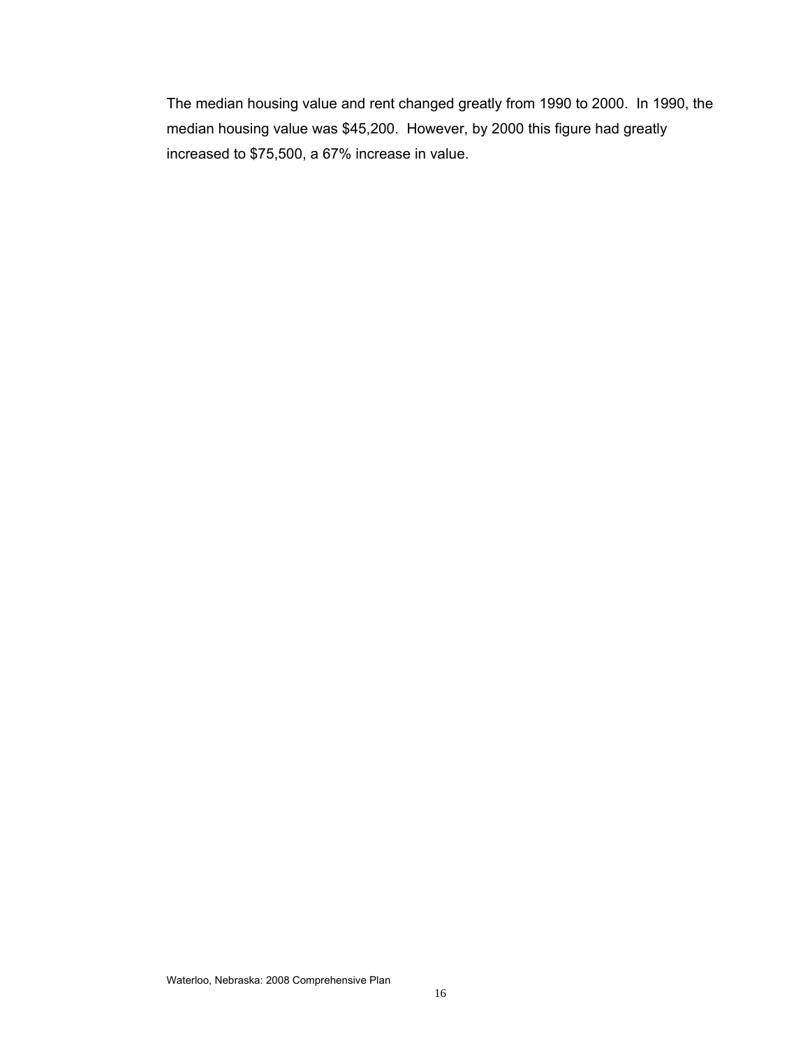The median housing value and rent changed greatly from 1990 to 2000. In 1990, the median housing value was $45,200. However, by 2000 this figure had greatly increased to $75,500, a 67% increase in value.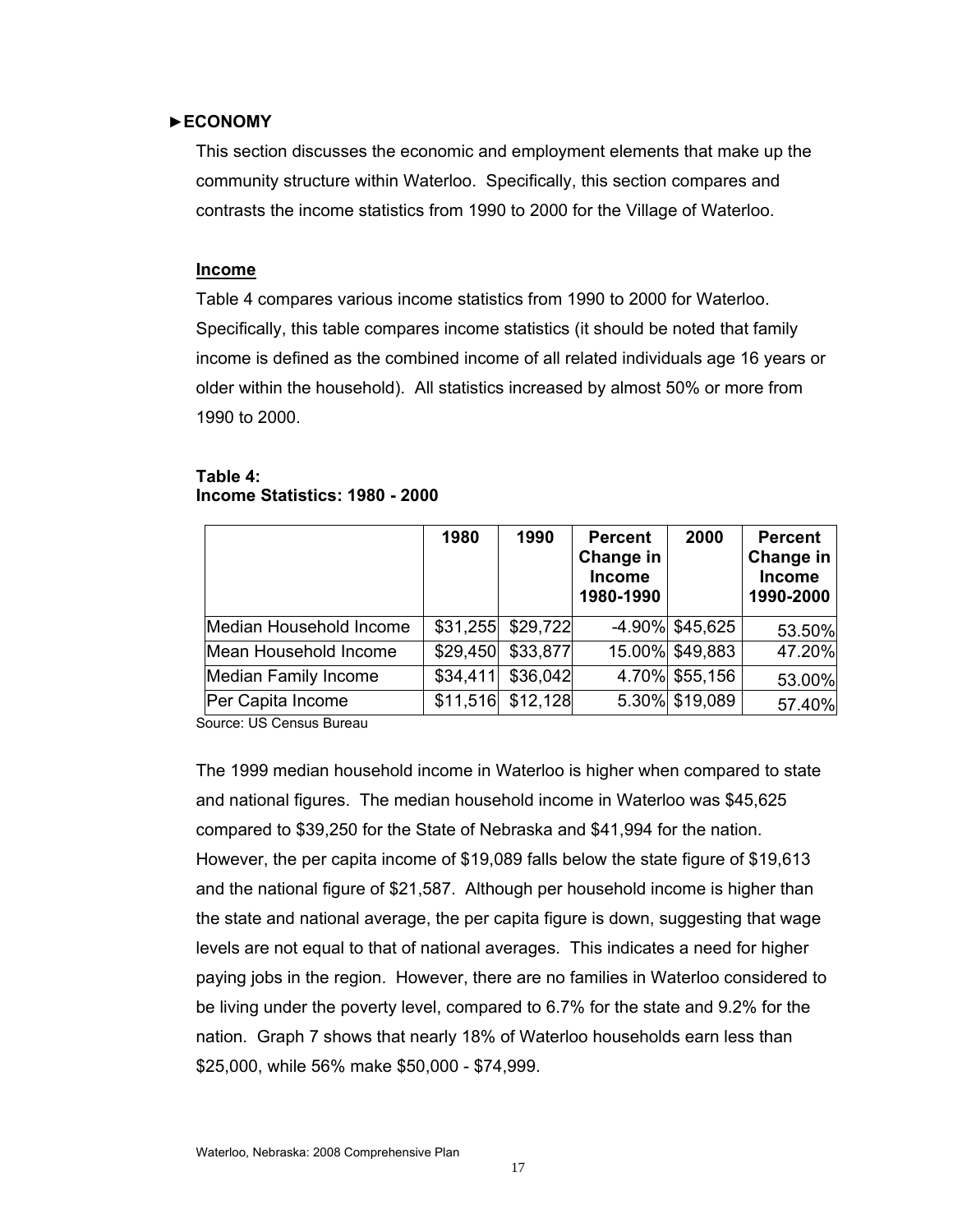## ►ECONOMY

This section discusses the economic and employment elements that make up the community structure within Waterloo. Specifically, this section compares and contrasts the income statistics from 1990 to 2000 for the Village of Waterloo.

### Income

Table 4 compares various income statistics from 1990 to 2000 for Waterloo. Specifically, this table compares income statistics (it should be noted that family income is defined as the combined income of all related individuals age 16 years or older within the household). All statistics increased by almost 50% or more from 1990 to 2000.

**Table 4:**
**Income Statistics: 1980 - 2000**

| | 1980 | 1990 | Percent Change in Income 1980-1990 | 2000 | Percent Change in Income 1990-2000 |
|---|---|---|---|---|---|
| Median Household Income | $31,255 | $29,722 | -4.90% | $45,625 | 53.50% |
| Mean Household Income | $29,450 | $33,877 | 15.00% | $49,883 | 47.20% |
| Median Family Income | $34,411 | $36,042 | 4.70% | $55,156 | 53.00% |
| Per Capita Income | $11,516 | $12,128 | 5.30% | $19,089 | 57.40% |

Source: US Census Bureau

The 1999 median household income in Waterloo is higher when compared to state and national figures. The median household income in Waterloo was $45,625 compared to $39,250 for the State of Nebraska and $41,994 for the nation. However, the per capita income of $19,089 falls below the state figure of $19,613 and the national figure of $21,587. Although per household income is higher than the state and national average, the per capita figure is down, suggesting that wage levels are not equal to that of national averages. This indicates a need for higher paying jobs in the region. However, there are no families in Waterloo considered to be living under the poverty level, compared to 6.7% for the state and 9.2% for the nation. Graph 7 shows that nearly 18% of Waterloo households earn less than $25,000, while 56% make $50,000 - $74,999.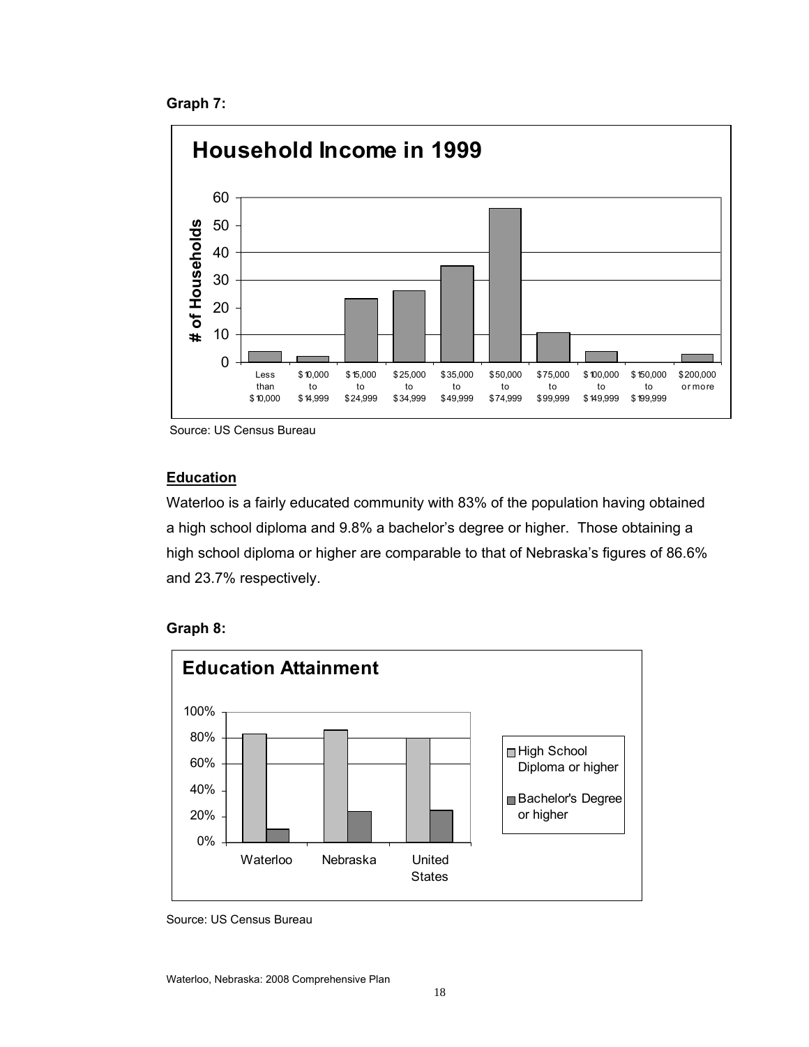**Graph 7:**

Source: US Census Bureau

## Education

Waterloo is a fairly educated community with 83% of the population having obtained a high school diploma and 9.8% a bachelor's degree or higher. Those obtaining a high school diploma or higher are comparable to that of Nebraska's figures of 86.6% and 23.7% respectively.

**Graph 8:**

Source: US Census Bureau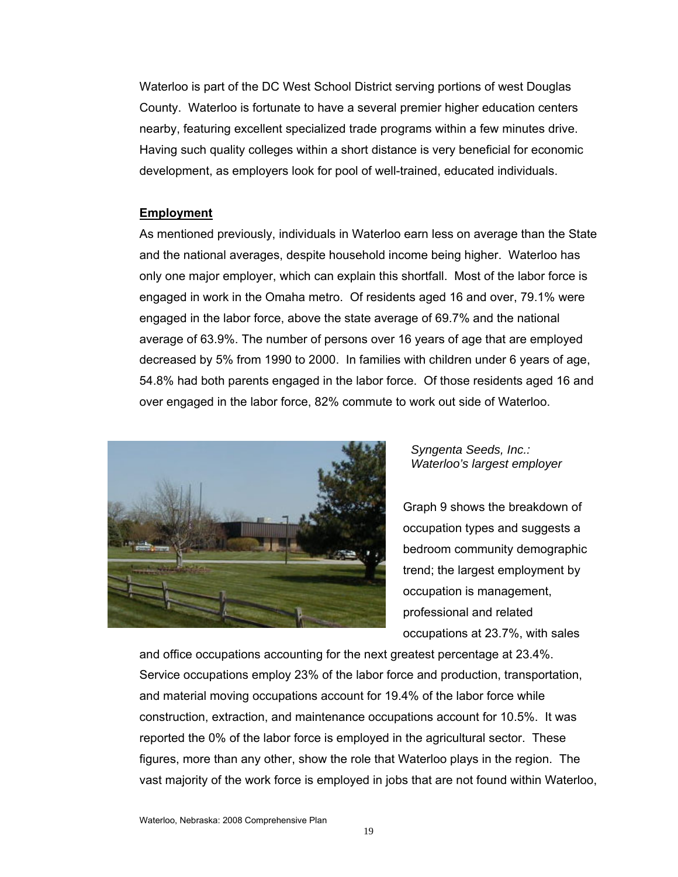Waterloo is part of the DC West School District serving portions of west Douglas County. Waterloo is fortunate to have a several premier higher education centers nearby, featuring excellent specialized trade programs within a few minutes drive. Having such quality colleges within a short distance is very beneficial for economic development, as employers look for pool of well-trained, educated individuals.

## Employment

As mentioned previously, individuals in Waterloo earn less on average than the State and the national averages, despite household income being higher. Waterloo has only one major employer, which can explain this shortfall. Most of the labor force is engaged in work in the Omaha metro. Of residents aged 16 and over, 79.1% were engaged in the labor force, above the state average of 69.7% and the national average of 63.9%. The number of persons over 16 years of age that are employed decreased by 5% from 1990 to 2000. In families with children under 6 years of age, 54.8% had both parents engaged in the labor force. Of those residents aged 16 and over engaged in the labor force, 82% commute to work out side of Waterloo.

*Syngenta Seeds, Inc.: Waterloo's largest employer*

Graph 9 shows the breakdown of occupation types and suggests a bedroom community demographic trend; the largest employment by occupation is management, professional and related occupations at 23.7%, with sales and office occupations accounting for the next greatest percentage at 23.4%. Service occupations employ 23% of the labor force and production, transportation, and material moving occupations account for 19.4% of the labor force while construction, extraction, and maintenance occupations account for 10.5%. It was reported the 0% of the labor force is employed in the agricultural sector. These figures, more than any other, show the role that Waterloo plays in the region. The vast majority of the work force is employed in jobs that are not found within Waterloo,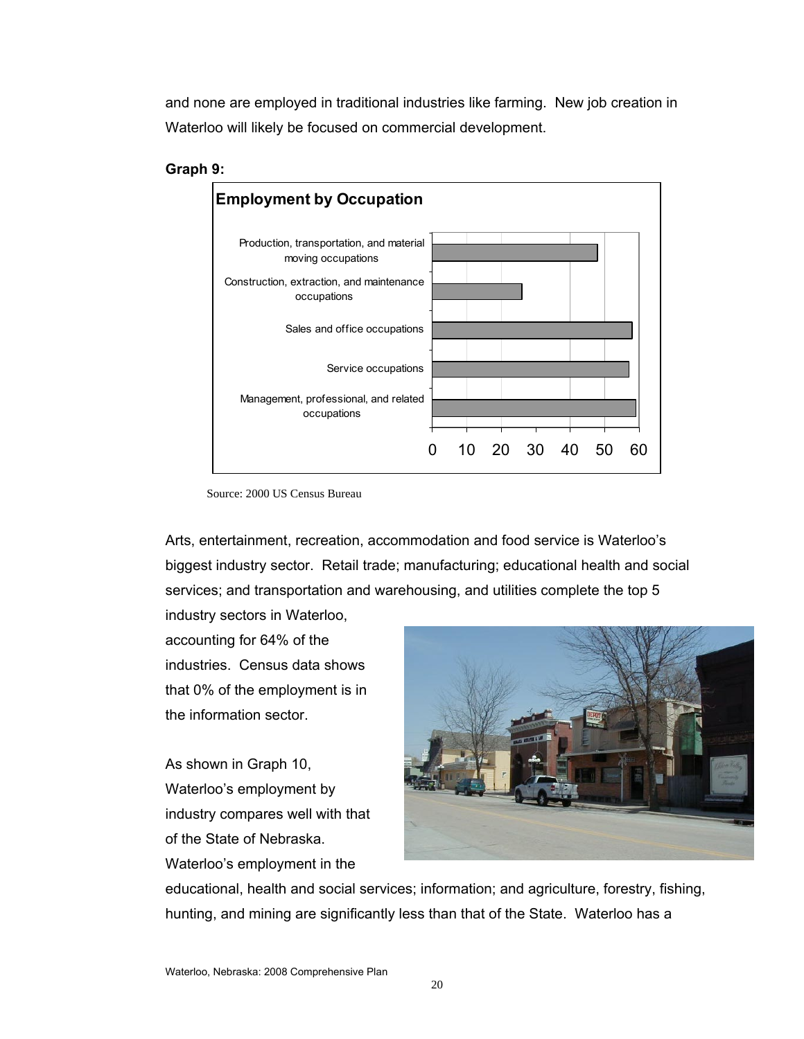and none are employed in traditional industries like farming. New job creation in Waterloo will likely be focused on commercial development.

**Graph 9:**

**Employment by Occupation**

| Occupation | Employment |
|---|---|
| Production, transportation, and material moving occupations | 48 |
| Construction, extraction, and maintenance occupations | 26 |
| Sales and office occupations | 58 |
| Service occupations | 57 |
| Management, professional, and related occupations | 59 |

Source: 2000 US Census Bureau

Arts, entertainment, recreation, accommodation and food service is Waterloo's biggest industry sector. Retail trade; manufacturing; educational health and social services; and transportation and warehousing, and utilities complete the top 5 industry sectors in Waterloo, accounting for 64% of the industries. Census data shows that 0% of the employment is in the information sector.

As shown in Graph 10, Waterloo's employment by industry compares well with that of the State of Nebraska. Waterloo's employment in the educational, health and social services; information; and agriculture, forestry, fishing, hunting, and mining are significantly less than that of the State. Waterloo has a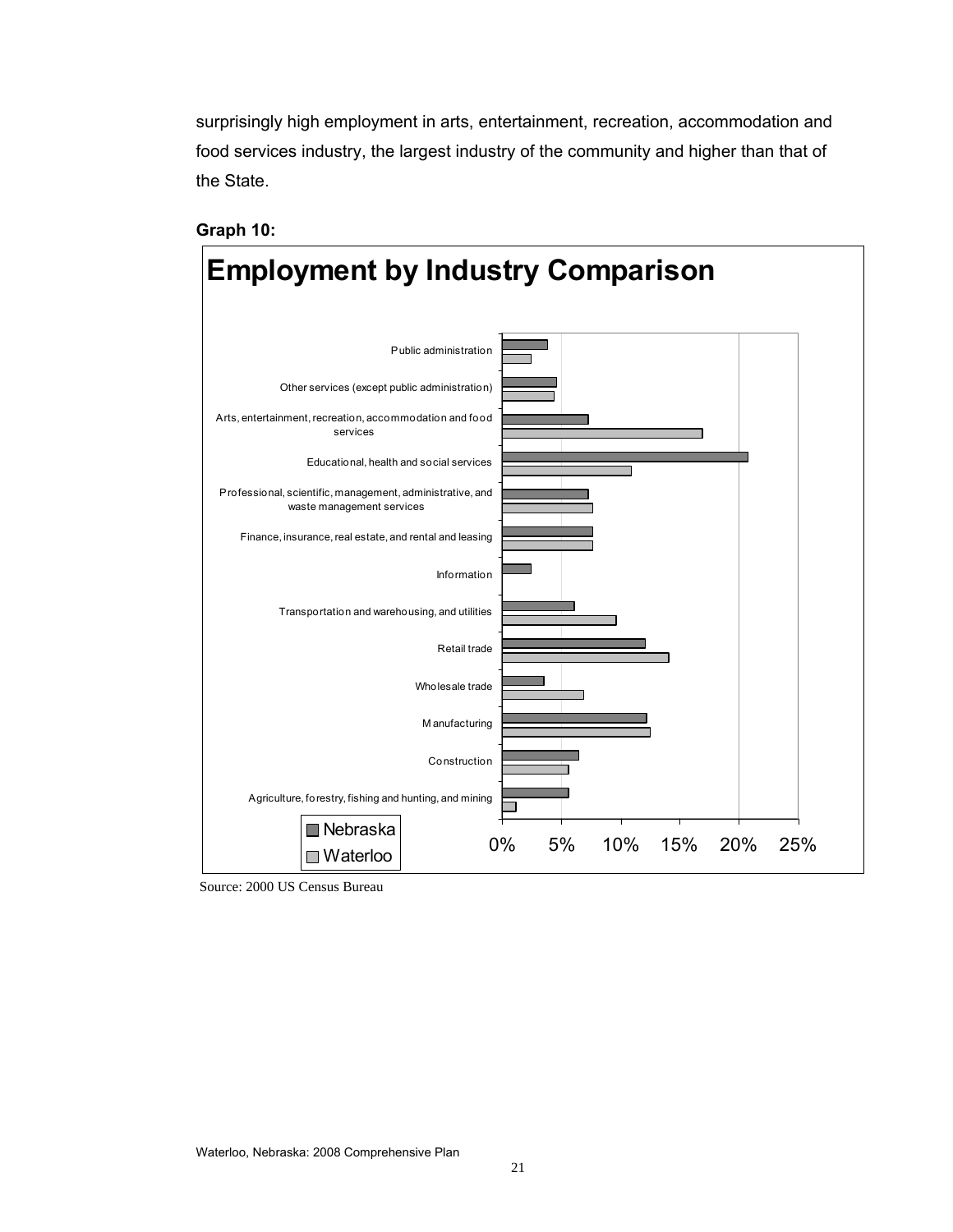surprisingly high employment in arts, entertainment, recreation, accommodation and food services industry, the largest industry of the community and higher than that of the State.

**Graph 10:**

**Employment by Industry Comparison**

Public administration

Other services (except public administration)

Arts, entertainment, recreation, accommodation and food services

Educational, health and social services

Professional, scientific, management, administrative, and waste management services

Finance, insurance, real estate, and rental and leasing

Information

Transportation and warehousing, and utilities

Retail trade

Wholesale trade

Manufacturing

Construction

Agriculture, forestry, fishing and hunting, and mining

Nebraska

Waterloo

0% 5% 10% 15% 20% 25%

Source: 2000 US Census Bureau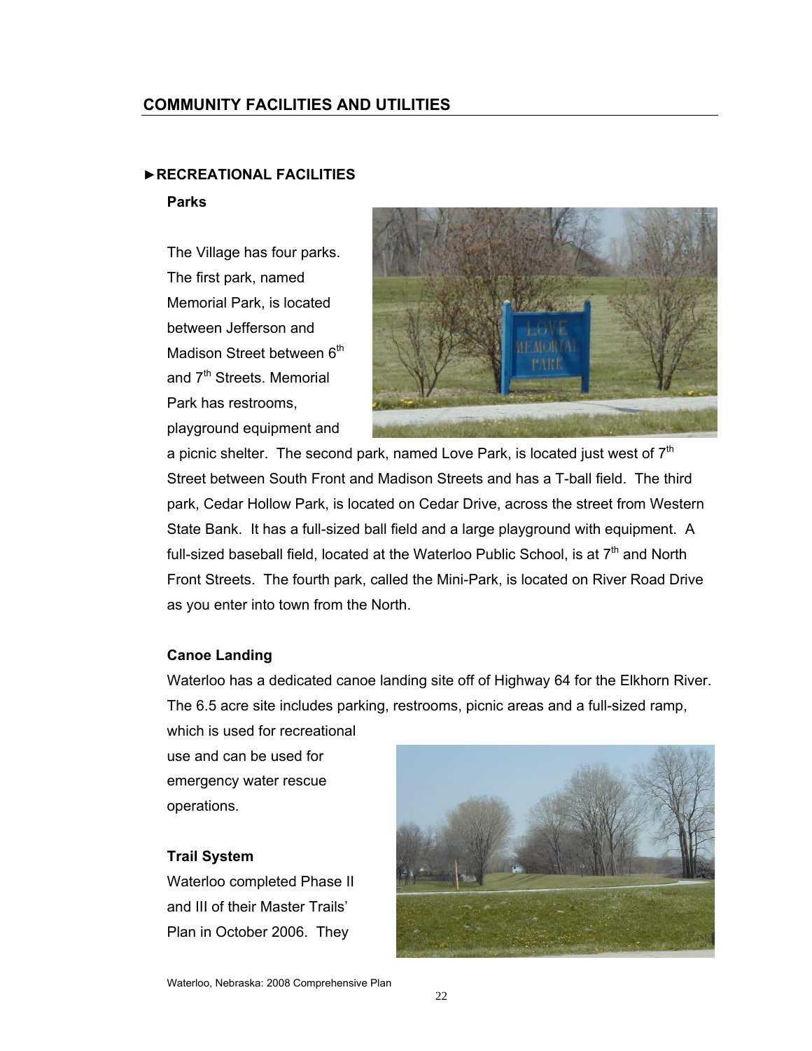## COMMUNITY FACILITIES AND UTILITIES

### ►RECREATIONAL FACILITIES

**Parks**

The Village has four parks. The first park, named Memorial Park, is located between Jefferson and Madison Street between 6th and 7th Streets. Memorial Park has restrooms, playground equipment and a picnic shelter. The second park, named Love Park, is located just west of 7th Street between South Front and Madison Streets and has a T-ball field. The third park, Cedar Hollow Park, is located on Cedar Drive, across the street from Western State Bank. It has a full-sized ball field and a large playground with equipment. A full-sized baseball field, located at the Waterloo Public School, is at 7th and North Front Streets. The fourth park, called the Mini-Park, is located on River Road Drive as you enter into town from the North.

**Canoe Landing**

Waterloo has a dedicated canoe landing site off of Highway 64 for the Elkhorn River. The 6.5 acre site includes parking, restrooms, picnic areas and a full-sized ramp, which is used for recreational use and can be used for emergency water rescue operations.

**Trail System**

Waterloo completed Phase II and III of their Master Trails' Plan in October 2006. They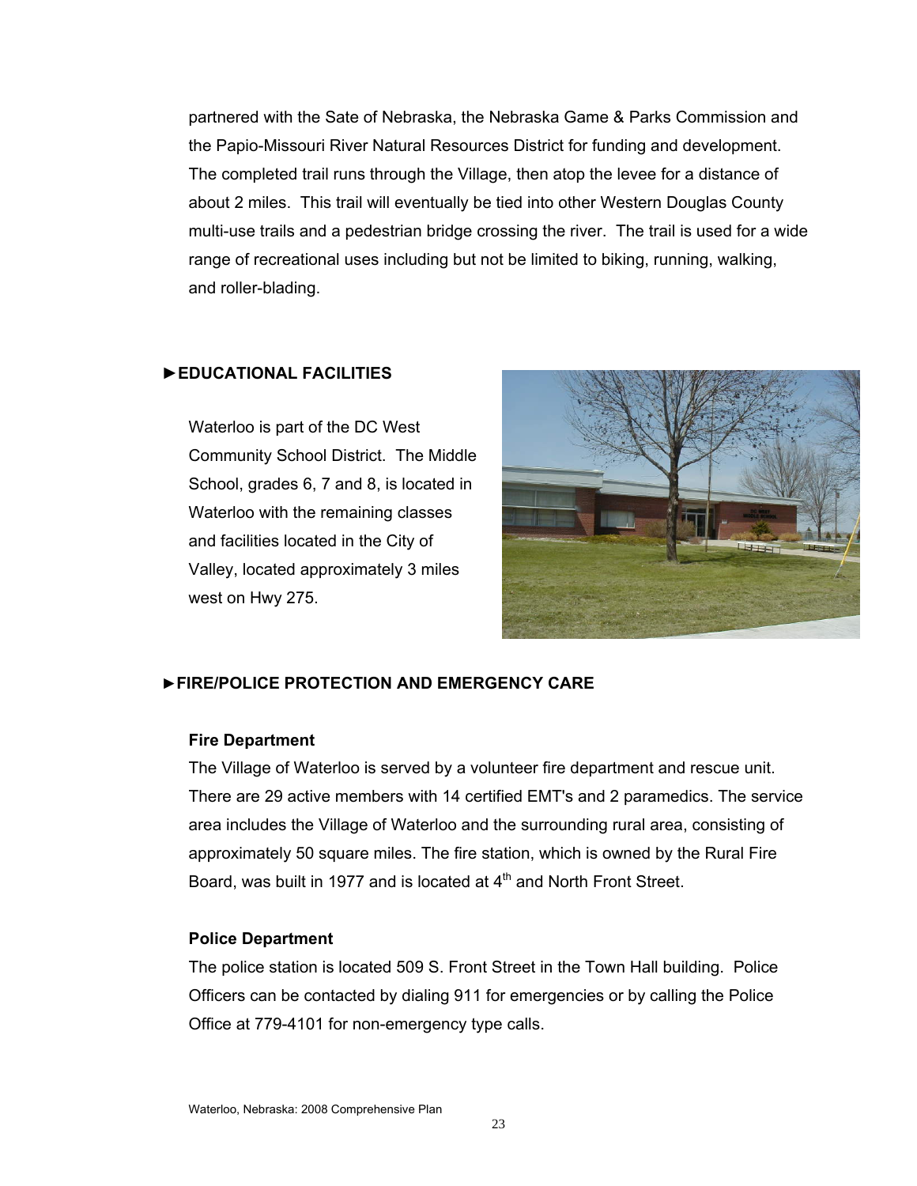partnered with the Sate of Nebraska, the Nebraska Game & Parks Commission and the Papio-Missouri River Natural Resources District for funding and development. The completed trail runs through the Village, then atop the levee for a distance of about 2 miles. This trail will eventually be tied into other Western Douglas County multi-use trails and a pedestrian bridge crossing the river. The trail is used for a wide range of recreational uses including but not be limited to biking, running, walking, and roller-blading.

## ►EDUCATIONAL FACILITIES

Waterloo is part of the DC West Community School District. The Middle School, grades 6, 7 and 8, is located in Waterloo with the remaining classes and facilities located in the City of Valley, located approximately 3 miles west on Hwy 275.

## ►FIRE/POLICE PROTECTION AND EMERGENCY CARE

### Fire Department

The Village of Waterloo is served by a volunteer fire department and rescue unit. There are 29 active members with 14 certified EMT's and 2 paramedics. The service area includes the Village of Waterloo and the surrounding rural area, consisting of approximately 50 square miles. The fire station, which is owned by the Rural Fire Board, was built in 1977 and is located at 4th and North Front Street.

### Police Department

The police station is located 509 S. Front Street in the Town Hall building. Police Officers can be contacted by dialing 911 for emergencies or by calling the Police Office at 779-4101 for non-emergency type calls.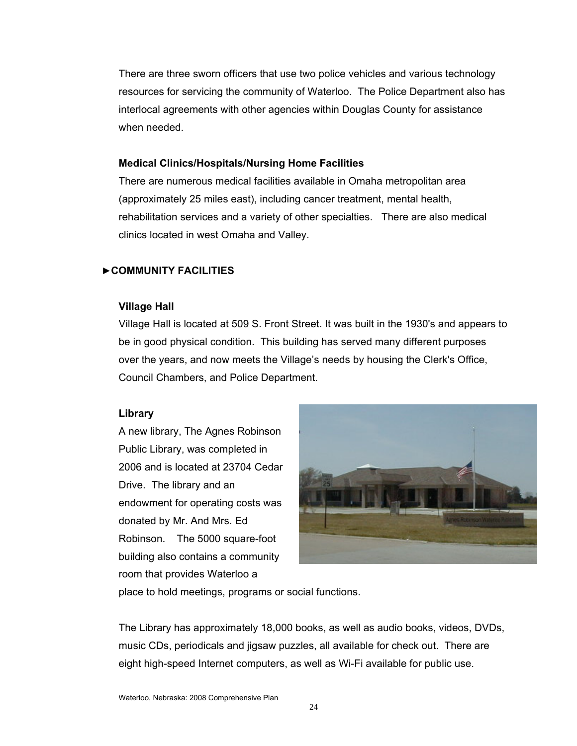There are three sworn officers that use two police vehicles and various technology resources for servicing the community of Waterloo. The Police Department also has interlocal agreements with other agencies within Douglas County for assistance when needed.

**Medical Clinics/Hospitals/Nursing Home Facilities**

There are numerous medical facilities available in Omaha metropolitan area (approximately 25 miles east), including cancer treatment, mental health, rehabilitation services and a variety of other specialties. There are also medical clinics located in west Omaha and Valley.

## ►COMMUNITY FACILITIES

**Village Hall**

Village Hall is located at 509 S. Front Street. It was built in the 1930's and appears to be in good physical condition. This building has served many different purposes over the years, and now meets the Village's needs by housing the Clerk's Office, Council Chambers, and Police Department.

**Library**

A new library, The Agnes Robinson Public Library, was completed in 2006 and is located at 23704 Cedar Drive. The library and an endowment for operating costs was donated by Mr. And Mrs. Ed Robinson. The 5000 square-foot building also contains a community room that provides Waterloo a place to hold meetings, programs or social functions.

The Library has approximately 18,000 books, as well as audio books, videos, DVDs, music CDs, periodicals and jigsaw puzzles, all available for check out. There are eight high-speed Internet computers, as well as Wi-Fi available for public use.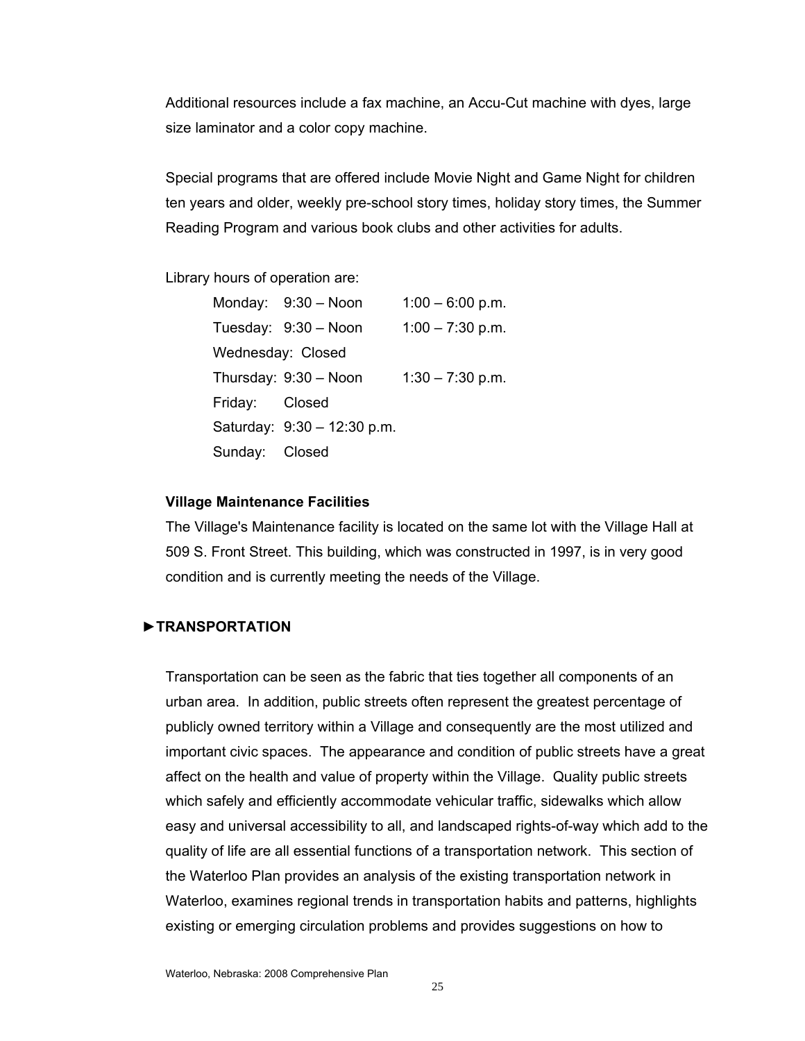Additional resources include a fax machine, an Accu-Cut machine with dyes, large size laminator and a color copy machine.

Special programs that are offered include Movie Night and Game Night for children ten years and older, weekly pre-school story times, holiday story times, the Summer Reading Program and various book clubs and other activities for adults.

Library hours of operation are:

| | | |
|---|---|---|
| Monday: | 9:30 – Noon | 1:00 – 6:00 p.m. |
| Tuesday: | 9:30 – Noon | 1:00 – 7:30 p.m. |
| Wednesday: | Closed | |
| Thursday: | 9:30 – Noon | 1:30 – 7:30 p.m. |
| Friday: | Closed | |
| Saturday: | 9:30 – 12:30 p.m. | |
| Sunday: | Closed | |

**Village Maintenance Facilities**

The Village's Maintenance facility is located on the same lot with the Village Hall at 509 S. Front Street. This building, which was constructed in 1997, is in very good condition and is currently meeting the needs of the Village.

## ►TRANSPORTATION

Transportation can be seen as the fabric that ties together all components of an urban area. In addition, public streets often represent the greatest percentage of publicly owned territory within a Village and consequently are the most utilized and important civic spaces. The appearance and condition of public streets have a great affect on the health and value of property within the Village. Quality public streets which safely and efficiently accommodate vehicular traffic, sidewalks which allow easy and universal accessibility to all, and landscaped rights-of-way which add to the quality of life are all essential functions of a transportation network. This section of the Waterloo Plan provides an analysis of the existing transportation network in Waterloo, examines regional trends in transportation habits and patterns, highlights existing or emerging circulation problems and provides suggestions on how to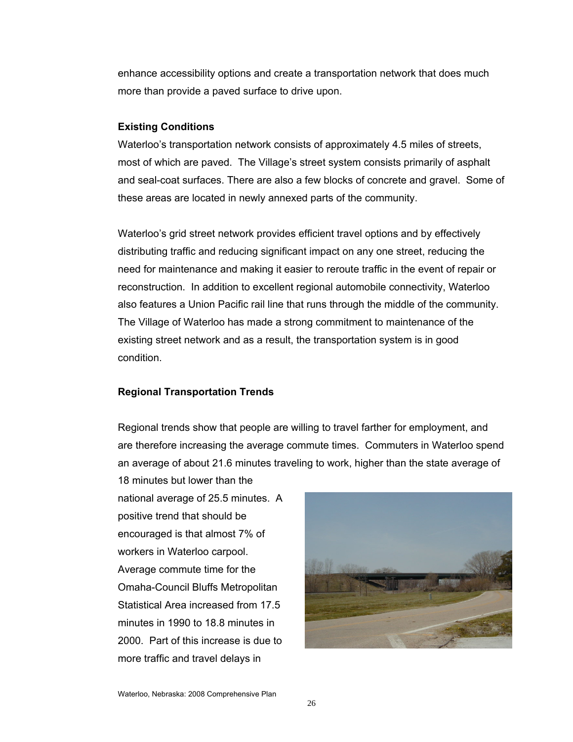enhance accessibility options and create a transportation network that does much more than provide a paved surface to drive upon.

**Existing Conditions**

Waterloo's transportation network consists of approximately 4.5 miles of streets, most of which are paved. The Village's street system consists primarily of asphalt and seal-coat surfaces. There are also a few blocks of concrete and gravel. Some of these areas are located in newly annexed parts of the community.

Waterloo's grid street network provides efficient travel options and by effectively distributing traffic and reducing significant impact on any one street, reducing the need for maintenance and making it easier to reroute traffic in the event of repair or reconstruction. In addition to excellent regional automobile connectivity, Waterloo also features a Union Pacific rail line that runs through the middle of the community. The Village of Waterloo has made a strong commitment to maintenance of the existing street network and as a result, the transportation system is in good condition.

**Regional Transportation Trends**

Regional trends show that people are willing to travel farther for employment, and are therefore increasing the average commute times. Commuters in Waterloo spend an average of about 21.6 minutes traveling to work, higher than the state average of 18 minutes but lower than the national average of 25.5 minutes. A positive trend that should be encouraged is that almost 7% of workers in Waterloo carpool. Average commute time for the Omaha-Council Bluffs Metropolitan Statistical Area increased from 17.5 minutes in 1990 to 18.8 minutes in 2000. Part of this increase is due to more traffic and travel delays in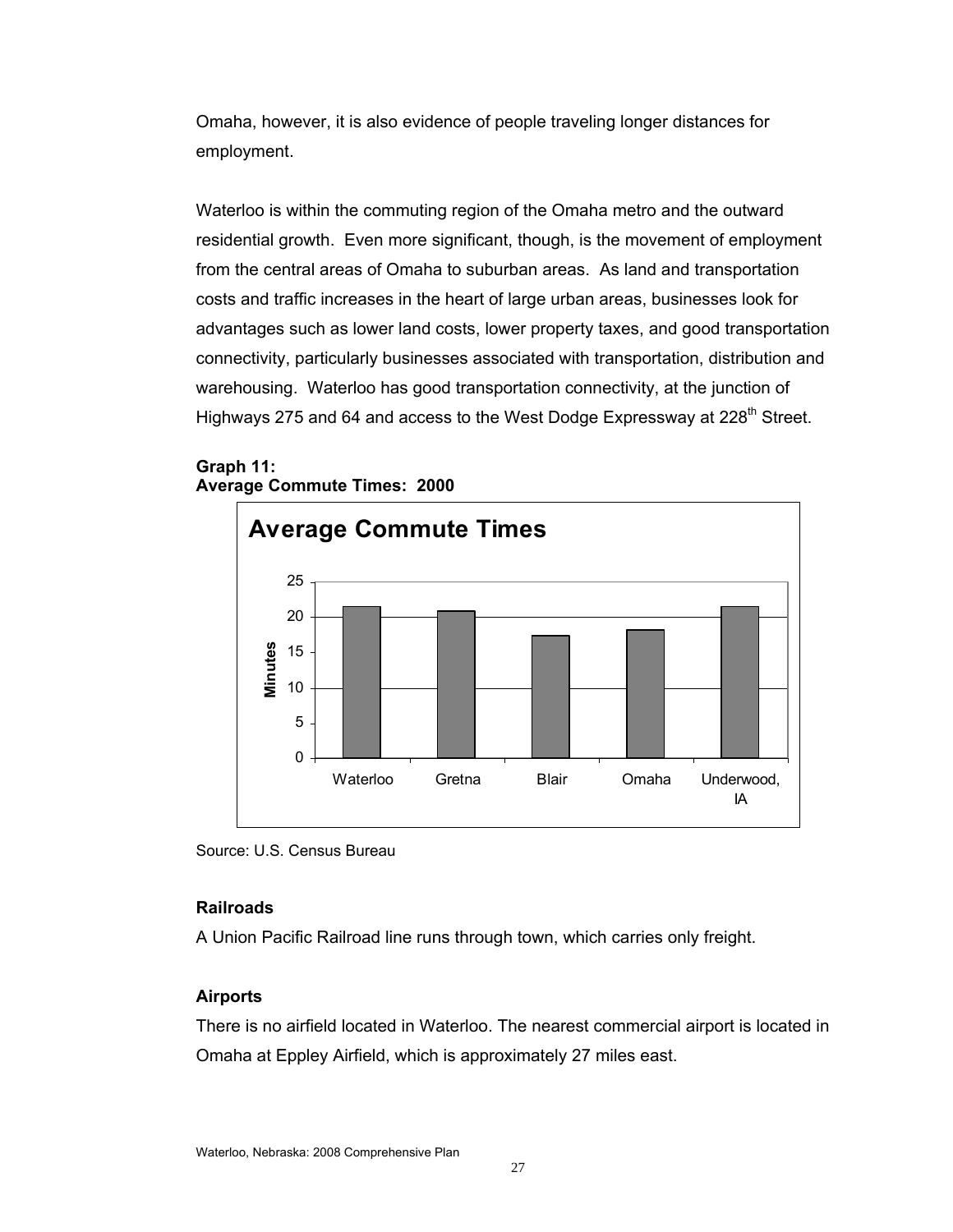Omaha, however, it is also evidence of people traveling longer distances for employment.

Waterloo is within the commuting region of the Omaha metro and the outward residential growth. Even more significant, though, is the movement of employment from the central areas of Omaha to suburban areas. As land and transportation costs and traffic increases in the heart of large urban areas, businesses look for advantages such as lower land costs, lower property taxes, and good transportation connectivity, particularly businesses associated with transportation, distribution and warehousing. Waterloo has good transportation connectivity, at the junction of Highways 275 and 64 and access to the West Dodge Expressway at 228th Street.

**Graph 11:**
**Average Commute Times: 2000**

Source: U.S. Census Bureau

### Railroads

A Union Pacific Railroad line runs through town, which carries only freight.

### Airports

There is no airfield located in Waterloo. The nearest commercial airport is located in Omaha at Eppley Airfield, which is approximately 27 miles east.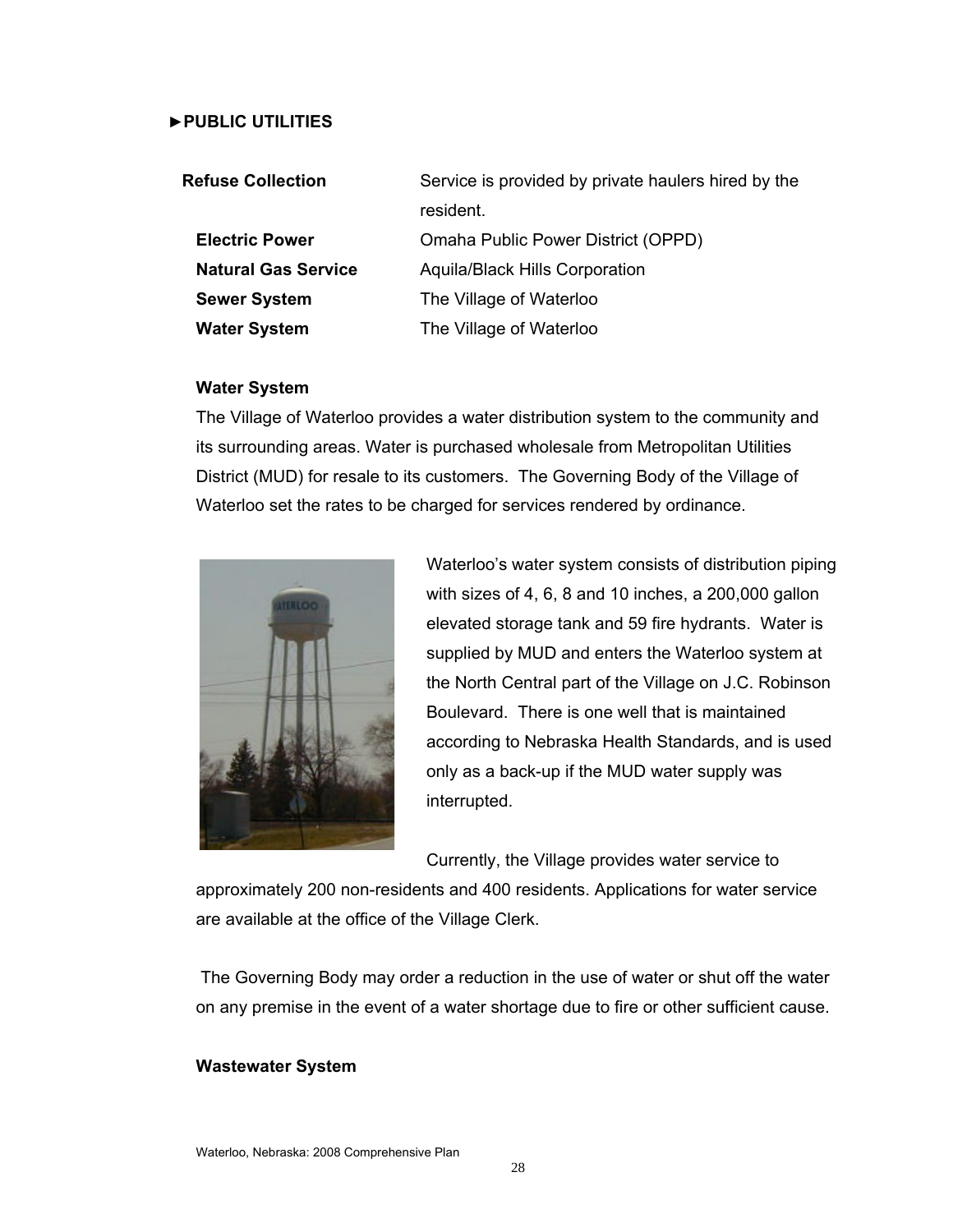## ►PUBLIC UTILITIES

| | |
|---|---|
| **Refuse Collection** | Service is provided by private haulers hired by the resident. |
| **Electric Power** | Omaha Public Power District (OPPD) |
| **Natural Gas Service** | Aquila/Black Hills Corporation |
| **Sewer System** | The Village of Waterloo |
| **Water System** | The Village of Waterloo |

### Water System

The Village of Waterloo provides a water distribution system to the community and its surrounding areas. Water is purchased wholesale from Metropolitan Utilities District (MUD) for resale to its customers. The Governing Body of the Village of Waterloo set the rates to be charged for services rendered by ordinance.

Waterloo's water system consists of distribution piping with sizes of 4, 6, 8 and 10 inches, a 200,000 gallon elevated storage tank and 59 fire hydrants. Water is supplied by MUD and enters the Waterloo system at the North Central part of the Village on J.C. Robinson Boulevard. There is one well that is maintained according to Nebraska Health Standards, and is used only as a back-up if the MUD water supply was interrupted.

Currently, the Village provides water service to approximately 200 non-residents and 400 residents. Applications for water service are available at the office of the Village Clerk.

The Governing Body may order a reduction in the use of water or shut off the water on any premise in the event of a water shortage due to fire or other sufficient cause.

### Wastewater System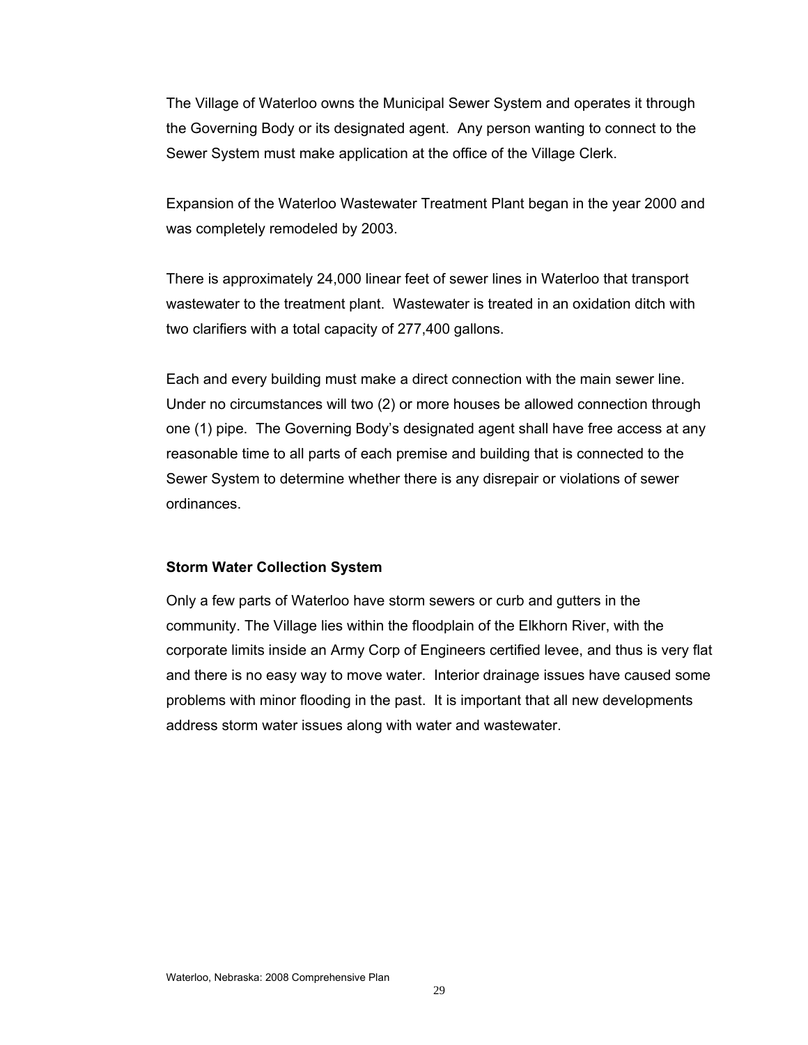The Village of Waterloo owns the Municipal Sewer System and operates it through the Governing Body or its designated agent. Any person wanting to connect to the Sewer System must make application at the office of the Village Clerk.

Expansion of the Waterloo Wastewater Treatment Plant began in the year 2000 and was completely remodeled by 2003.

There is approximately 24,000 linear feet of sewer lines in Waterloo that transport wastewater to the treatment plant. Wastewater is treated in an oxidation ditch with two clarifiers with a total capacity of 277,400 gallons.

Each and every building must make a direct connection with the main sewer line. Under no circumstances will two (2) or more houses be allowed connection through one (1) pipe. The Governing Body's designated agent shall have free access at any reasonable time to all parts of each premise and building that is connected to the Sewer System to determine whether there is any disrepair or violations of sewer ordinances.

**Storm Water Collection System**

Only a few parts of Waterloo have storm sewers or curb and gutters in the community. The Village lies within the floodplain of the Elkhorn River, with the corporate limits inside an Army Corp of Engineers certified levee, and thus is very flat and there is no easy way to move water. Interior drainage issues have caused some problems with minor flooding in the past. It is important that all new developments address storm water issues along with water and wastewater.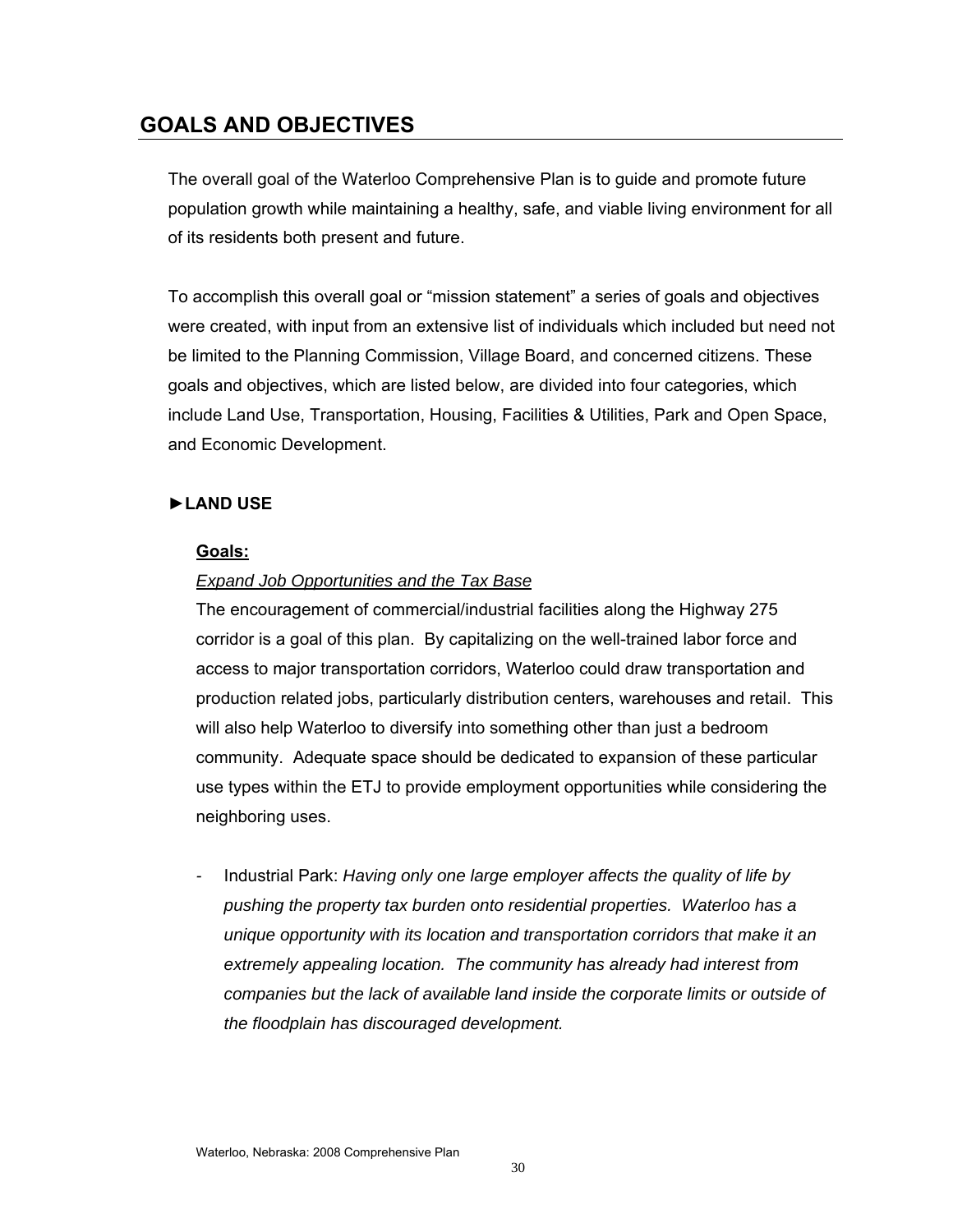## GOALS AND OBJECTIVES

The overall goal of the Waterloo Comprehensive Plan is to guide and promote future population growth while maintaining a healthy, safe, and viable living environment for all of its residents both present and future.

To accomplish this overall goal or "mission statement" a series of goals and objectives were created, with input from an extensive list of individuals which included but need not be limited to the Planning Commission, Village Board, and concerned citizens. These goals and objectives, which are listed below, are divided into four categories, which include Land Use, Transportation, Housing, Facilities & Utilities, Park and Open Space, and Economic Development.

### ►LAND USE

**Goals:**

*Expand Job Opportunities and the Tax Base*

The encouragement of commercial/industrial facilities along the Highway 275 corridor is a goal of this plan. By capitalizing on the well-trained labor force and access to major transportation corridors, Waterloo could draw transportation and production related jobs, particularly distribution centers, warehouses and retail. This will also help Waterloo to diversify into something other than just a bedroom community. Adequate space should be dedicated to expansion of these particular use types within the ETJ to provide employment opportunities while considering the neighboring uses.

- Industrial Park: *Having only one large employer affects the quality of life by pushing the property tax burden onto residential properties. Waterloo has a unique opportunity with its location and transportation corridors that make it an extremely appealing location. The community has already had interest from companies but the lack of available land inside the corporate limits or outside of the floodplain has discouraged development.*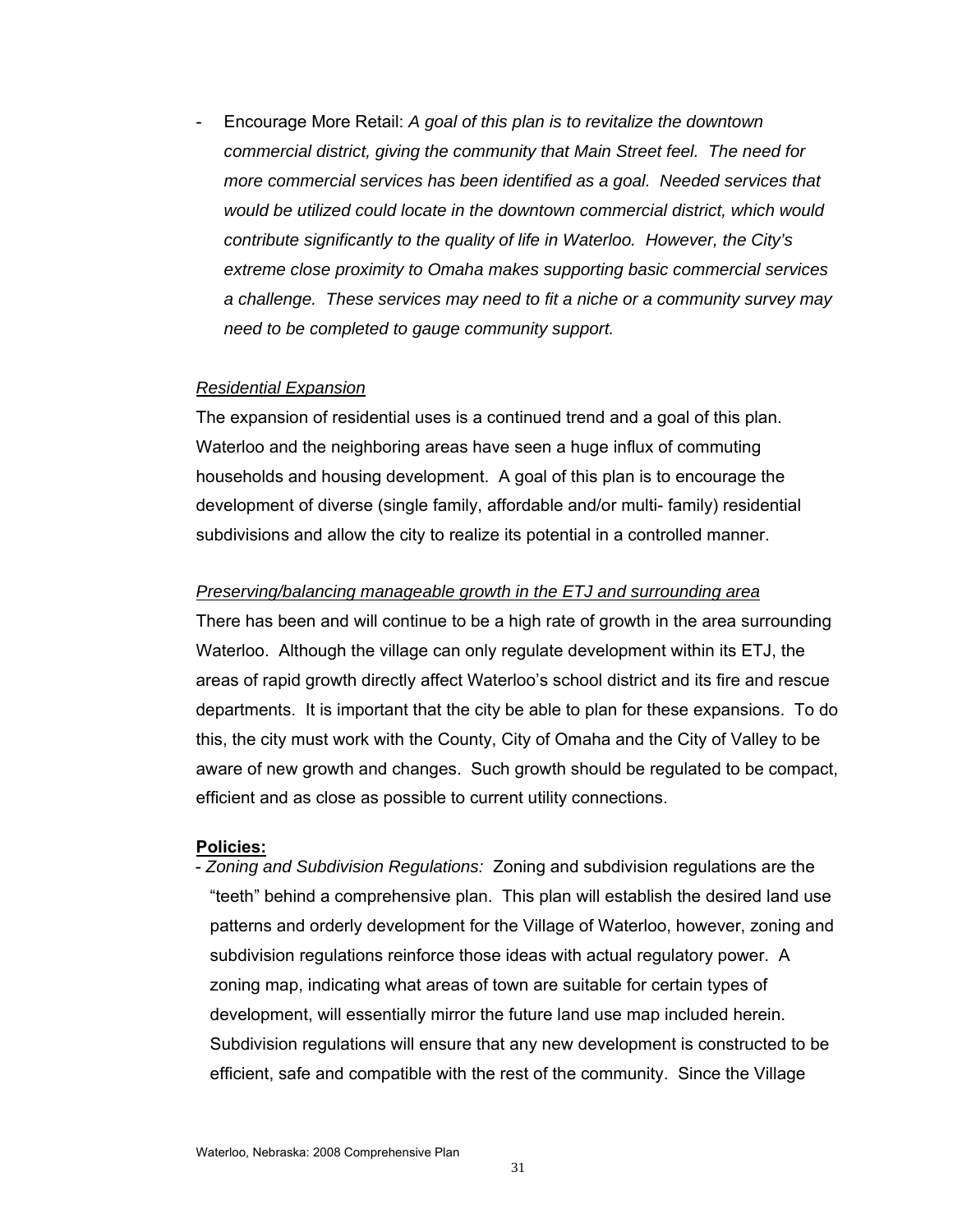- Encourage More Retail: *A goal of this plan is to revitalize the downtown commercial district, giving the community that Main Street feel. The need for more commercial services has been identified as a goal. Needed services that would be utilized could locate in the downtown commercial district, which would contribute significantly to the quality of life in Waterloo. However, the City's extreme close proximity to Omaha makes supporting basic commercial services a challenge. These services may need to fit a niche or a community survey may need to be completed to gauge community support.*

*Residential Expansion*

The expansion of residential uses is a continued trend and a goal of this plan. Waterloo and the neighboring areas have seen a huge influx of commuting households and housing development. A goal of this plan is to encourage the development of diverse (single family, affordable and/or multi- family) residential subdivisions and allow the city to realize its potential in a controlled manner.

*Preserving/balancing manageable growth in the ETJ and surrounding area*

There has been and will continue to be a high rate of growth in the area surrounding Waterloo. Although the village can only regulate development within its ETJ, the areas of rapid growth directly affect Waterloo's school district and its fire and rescue departments. It is important that the city be able to plan for these expansions. To do this, the city must work with the County, City of Omaha and the City of Valley to be aware of new growth and changes. Such growth should be regulated to be compact, efficient and as close as possible to current utility connections.

**Policies:**

- *Zoning and Subdivision Regulations:* Zoning and subdivision regulations are the "teeth" behind a comprehensive plan. This plan will establish the desired land use patterns and orderly development for the Village of Waterloo, however, zoning and subdivision regulations reinforce those ideas with actual regulatory power. A zoning map, indicating what areas of town are suitable for certain types of development, will essentially mirror the future land use map included herein. Subdivision regulations will ensure that any new development is constructed to be efficient, safe and compatible with the rest of the community. Since the Village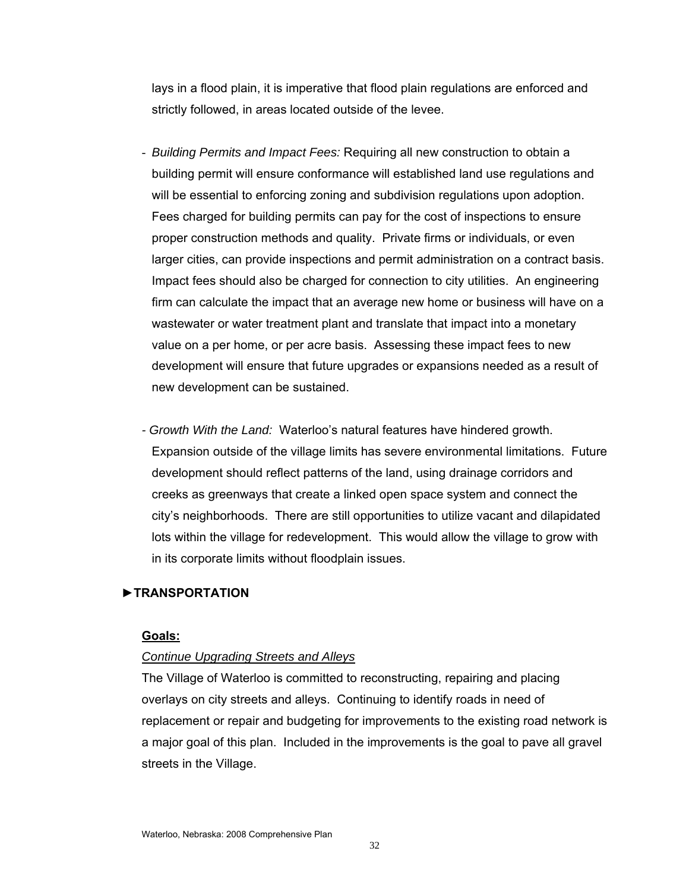lays in a flood plain, it is imperative that flood plain regulations are enforced and strictly followed, in areas located outside of the levee.

- *Building Permits and Impact Fees:* Requiring all new construction to obtain a building permit will ensure conformance will established land use regulations and will be essential to enforcing zoning and subdivision regulations upon adoption. Fees charged for building permits can pay for the cost of inspections to ensure proper construction methods and quality. Private firms or individuals, or even larger cities, can provide inspections and permit administration on a contract basis. Impact fees should also be charged for connection to city utilities. An engineering firm can calculate the impact that an average new home or business will have on a wastewater or water treatment plant and translate that impact into a monetary value on a per home, or per acre basis. Assessing these impact fees to new development will ensure that future upgrades or expansions needed as a result of new development can be sustained.

- *Growth With the Land:* Waterloo's natural features have hindered growth. Expansion outside of the village limits has severe environmental limitations. Future development should reflect patterns of the land, using drainage corridors and creeks as greenways that create a linked open space system and connect the city's neighborhoods. There are still opportunities to utilize vacant and dilapidated lots within the village for redevelopment. This would allow the village to grow with in its corporate limits without floodplain issues.

## ►TRANSPORTATION

**Goals:**

*Continue Upgrading Streets and Alleys*

The Village of Waterloo is committed to reconstructing, repairing and placing overlays on city streets and alleys. Continuing to identify roads in need of replacement or repair and budgeting for improvements to the existing road network is a major goal of this plan. Included in the improvements is the goal to pave all gravel streets in the Village.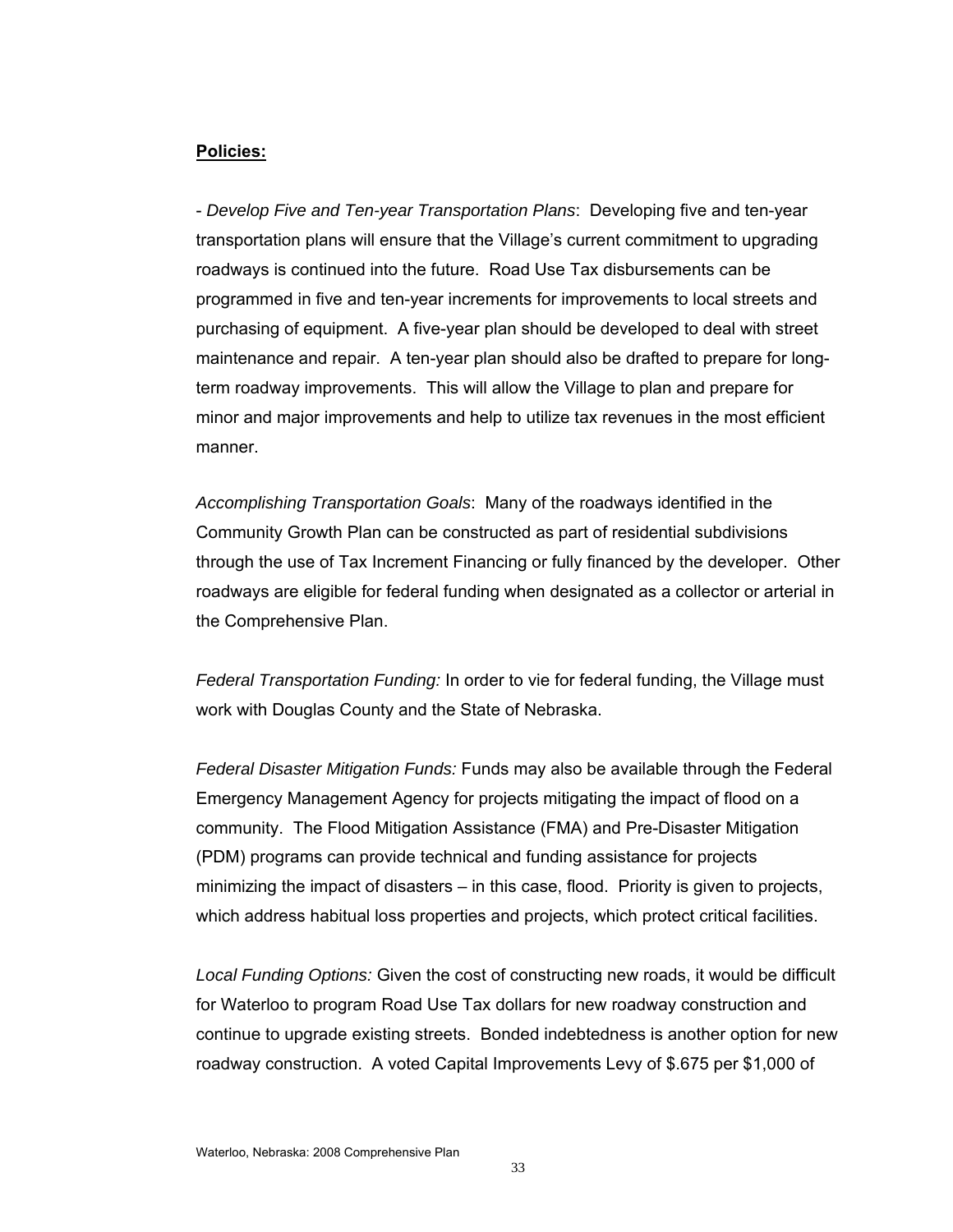**Policies:**

- *Develop Five and Ten-year Transportation Plans*: Developing five and ten-year transportation plans will ensure that the Village's current commitment to upgrading roadways is continued into the future. Road Use Tax disbursements can be programmed in five and ten-year increments for improvements to local streets and purchasing of equipment. A five-year plan should be developed to deal with street maintenance and repair. A ten-year plan should also be drafted to prepare for long-term roadway improvements. This will allow the Village to plan and prepare for minor and major improvements and help to utilize tax revenues in the most efficient manner.

*Accomplishing Transportation Goals*: Many of the roadways identified in the Community Growth Plan can be constructed as part of residential subdivisions through the use of Tax Increment Financing or fully financed by the developer. Other roadways are eligible for federal funding when designated as a collector or arterial in the Comprehensive Plan.

*Federal Transportation Funding:* In order to vie for federal funding, the Village must work with Douglas County and the State of Nebraska.

*Federal Disaster Mitigation Funds:* Funds may also be available through the Federal Emergency Management Agency for projects mitigating the impact of flood on a community. The Flood Mitigation Assistance (FMA) and Pre-Disaster Mitigation (PDM) programs can provide technical and funding assistance for projects minimizing the impact of disasters – in this case, flood. Priority is given to projects, which address habitual loss properties and projects, which protect critical facilities.

*Local Funding Options:* Given the cost of constructing new roads, it would be difficult for Waterloo to program Road Use Tax dollars for new roadway construction and continue to upgrade existing streets. Bonded indebtedness is another option for new roadway construction. A voted Capital Improvements Levy of $.675 per $1,000 of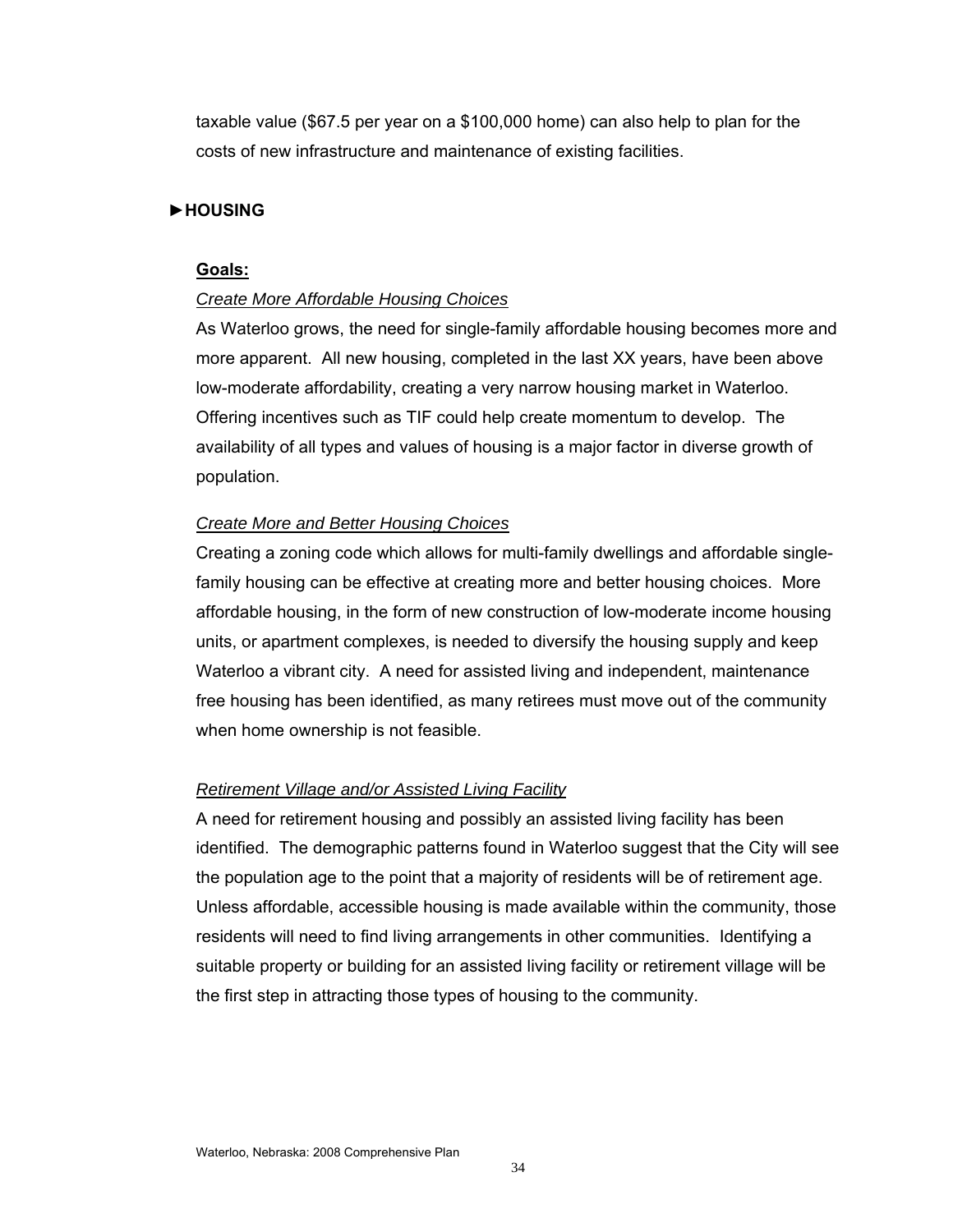taxable value ($67.5 per year on a $100,000 home) can also help to plan for the costs of new infrastructure and maintenance of existing facilities.

## ►HOUSING

**Goals:**

*Create More Affordable Housing Choices*

As Waterloo grows, the need for single-family affordable housing becomes more and more apparent. All new housing, completed in the last XX years, have been above low-moderate affordability, creating a very narrow housing market in Waterloo. Offering incentives such as TIF could help create momentum to develop. The availability of all types and values of housing is a major factor in diverse growth of population.

*Create More and Better Housing Choices*

Creating a zoning code which allows for multi-family dwellings and affordable single-family housing can be effective at creating more and better housing choices. More affordable housing, in the form of new construction of low-moderate income housing units, or apartment complexes, is needed to diversify the housing supply and keep Waterloo a vibrant city. A need for assisted living and independent, maintenance free housing has been identified, as many retirees must move out of the community when home ownership is not feasible.

*Retirement Village and/or Assisted Living Facility*

A need for retirement housing and possibly an assisted living facility has been identified. The demographic patterns found in Waterloo suggest that the City will see the population age to the point that a majority of residents will be of retirement age. Unless affordable, accessible housing is made available within the community, those residents will need to find living arrangements in other communities. Identifying a suitable property or building for an assisted living facility or retirement village will be the first step in attracting those types of housing to the community.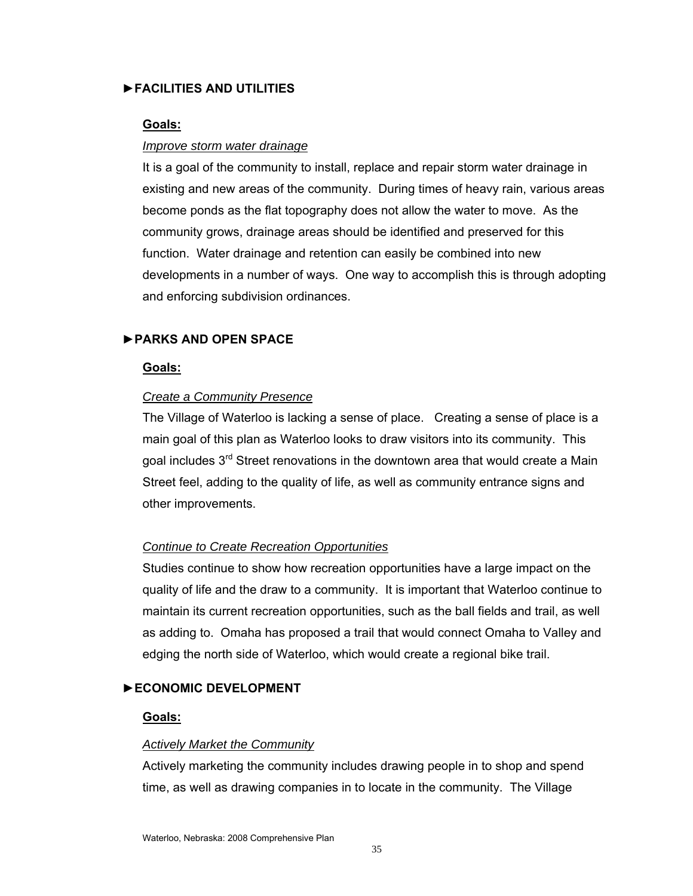## ►FACILITIES AND UTILITIES

**Goals:**

*Improve storm water drainage*

It is a goal of the community to install, replace and repair storm water drainage in existing and new areas of the community. During times of heavy rain, various areas become ponds as the flat topography does not allow the water to move. As the community grows, drainage areas should be identified and preserved for this function. Water drainage and retention can easily be combined into new developments in a number of ways. One way to accomplish this is through adopting and enforcing subdivision ordinances.

## ►PARKS AND OPEN SPACE

**Goals:**

*Create a Community Presence*

The Village of Waterloo is lacking a sense of place. Creating a sense of place is a main goal of this plan as Waterloo looks to draw visitors into its community. This goal includes 3rd Street renovations in the downtown area that would create a Main Street feel, adding to the quality of life, as well as community entrance signs and other improvements.

*Continue to Create Recreation Opportunities*

Studies continue to show how recreation opportunities have a large impact on the quality of life and the draw to a community. It is important that Waterloo continue to maintain its current recreation opportunities, such as the ball fields and trail, as well as adding to. Omaha has proposed a trail that would connect Omaha to Valley and edging the north side of Waterloo, which would create a regional bike trail.

## ►ECONOMIC DEVELOPMENT

**Goals:**

*Actively Market the Community*

Actively marketing the community includes drawing people in to shop and spend time, as well as drawing companies in to locate in the community. The Village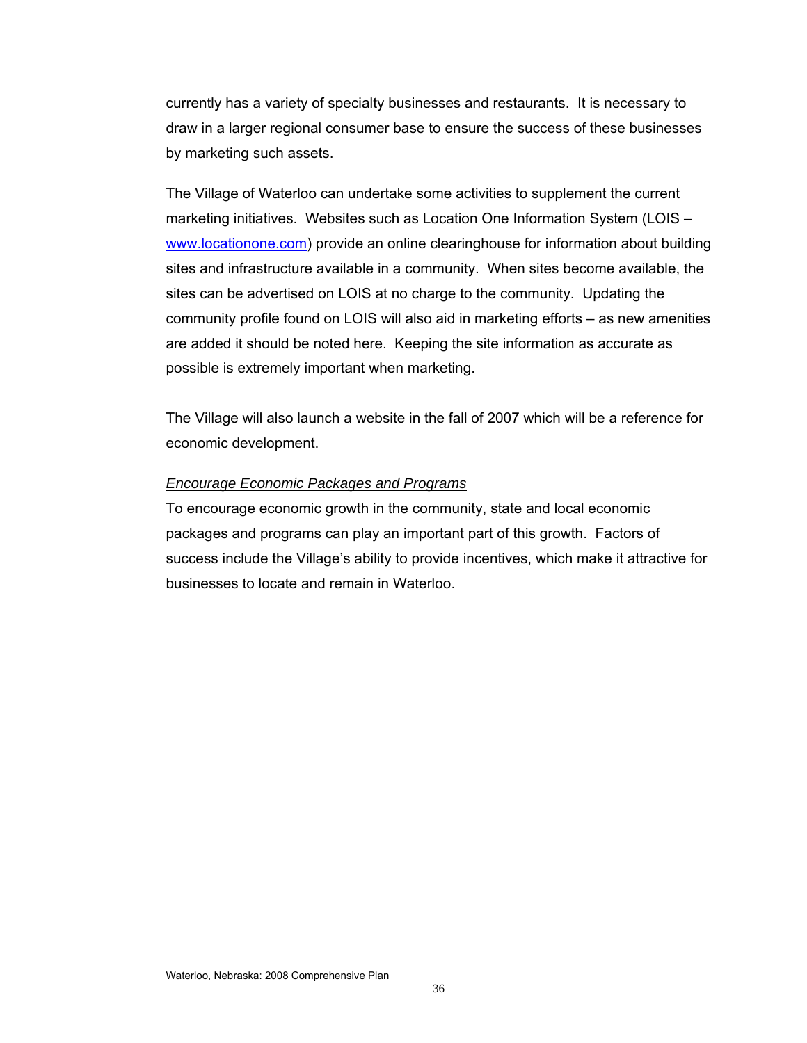currently has a variety of specialty businesses and restaurants. It is necessary to draw in a larger regional consumer base to ensure the success of these businesses by marketing such assets.

The Village of Waterloo can undertake some activities to supplement the current marketing initiatives. Websites such as Location One Information System (LOIS – [www.locationone.com](http://www.locationone.com)) provide an online clearinghouse for information about building sites and infrastructure available in a community. When sites become available, the sites can be advertised on LOIS at no charge to the community. Updating the community profile found on LOIS will also aid in marketing efforts – as new amenities are added it should be noted here. Keeping the site information as accurate as possible is extremely important when marketing.

The Village will also launch a website in the fall of 2007 which will be a reference for economic development.

*Encourage Economic Packages and Programs*

To encourage economic growth in the community, state and local economic packages and programs can play an important part of this growth. Factors of success include the Village's ability to provide incentives, which make it attractive for businesses to locate and remain in Waterloo.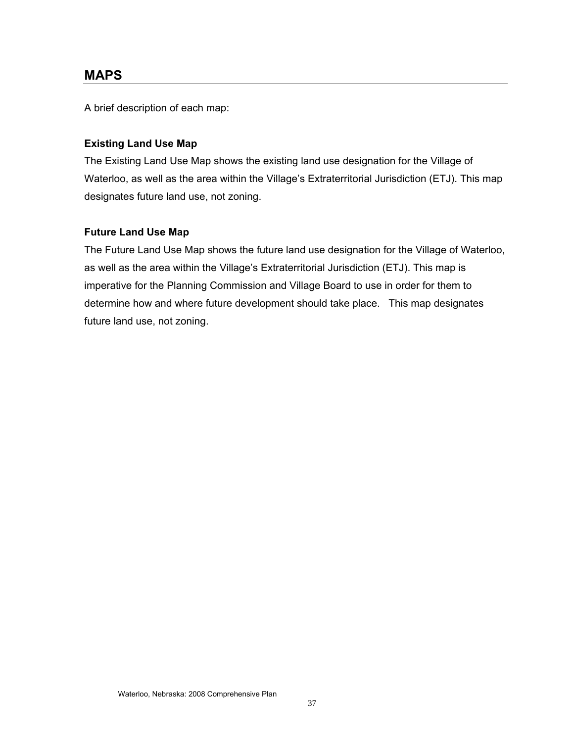## MAPS

A brief description of each map:

**Existing Land Use Map**

The Existing Land Use Map shows the existing land use designation for the Village of Waterloo, as well as the area within the Village's Extraterritorial Jurisdiction (ETJ). This map designates future land use, not zoning.

**Future Land Use Map**

The Future Land Use Map shows the future land use designation for the Village of Waterloo, as well as the area within the Village's Extraterritorial Jurisdiction (ETJ). This map is imperative for the Planning Commission and Village Board to use in order for them to determine how and where future development should take place. This map designates future land use, not zoning.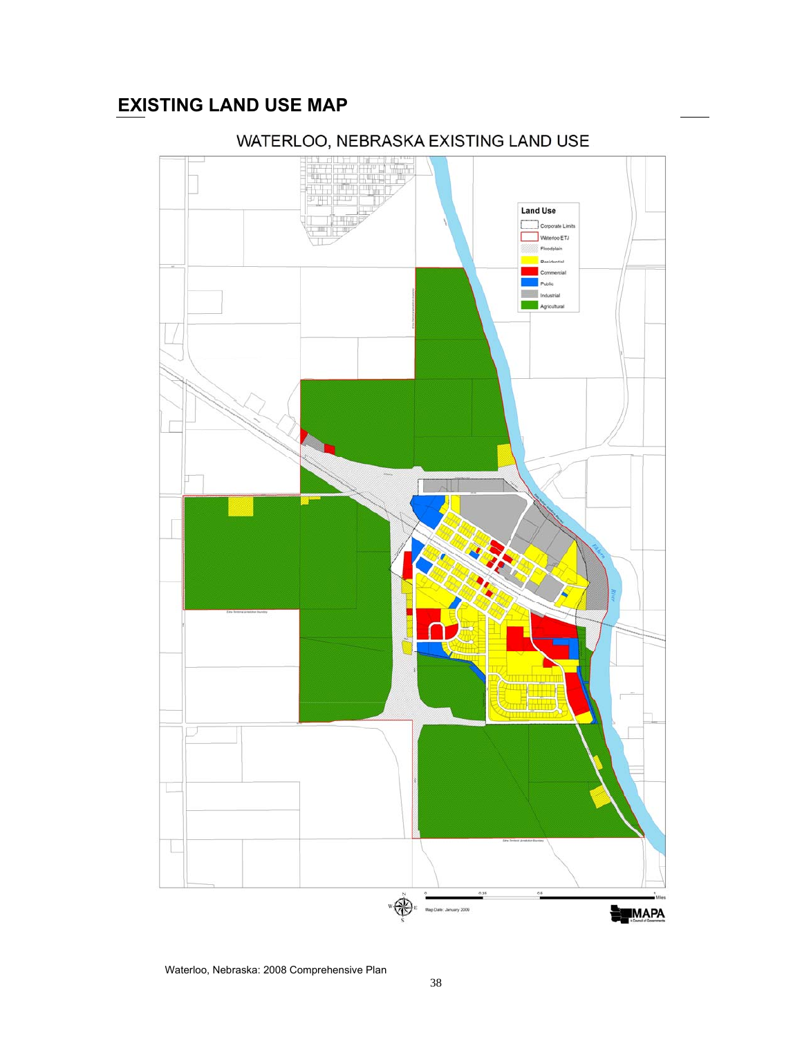## EXISTING LAND USE MAP

WATERLOO, NEBRASKA EXISTING LAND USE

**Land Use**

- Corporate Limits
- Waterloo ETJ
- Floodplain
- Residential
- Commercial
- Public
- Industrial
- Agricultural

0 0.25 0.5 1 Miles

Map Date: January 2009

MAPA A Council of Governments

Waterloo, Nebraska: 2008 Comprehensive Plan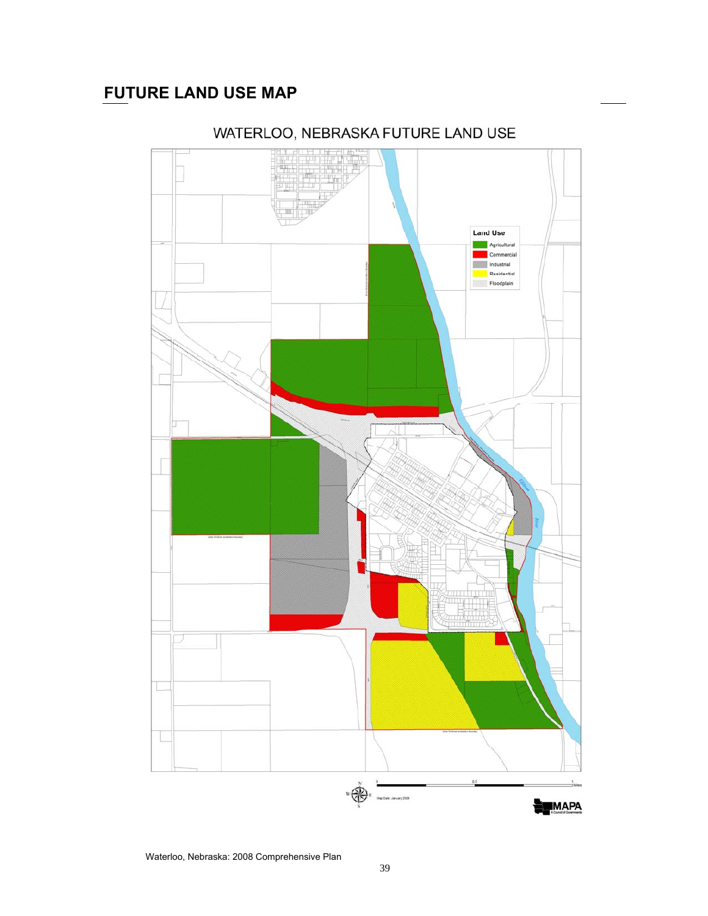## FUTURE LAND USE MAP

WATERLOO, NEBRASKA FUTURE LAND USE

Land Use

Agricultural

Commercial

Industrial

Residential

Floodplain

0

0.5

1 Miles

Map Date: January 2009

MAPA

A Council of Governments

Waterloo, Nebraska: 2008 Comprehensive Plan